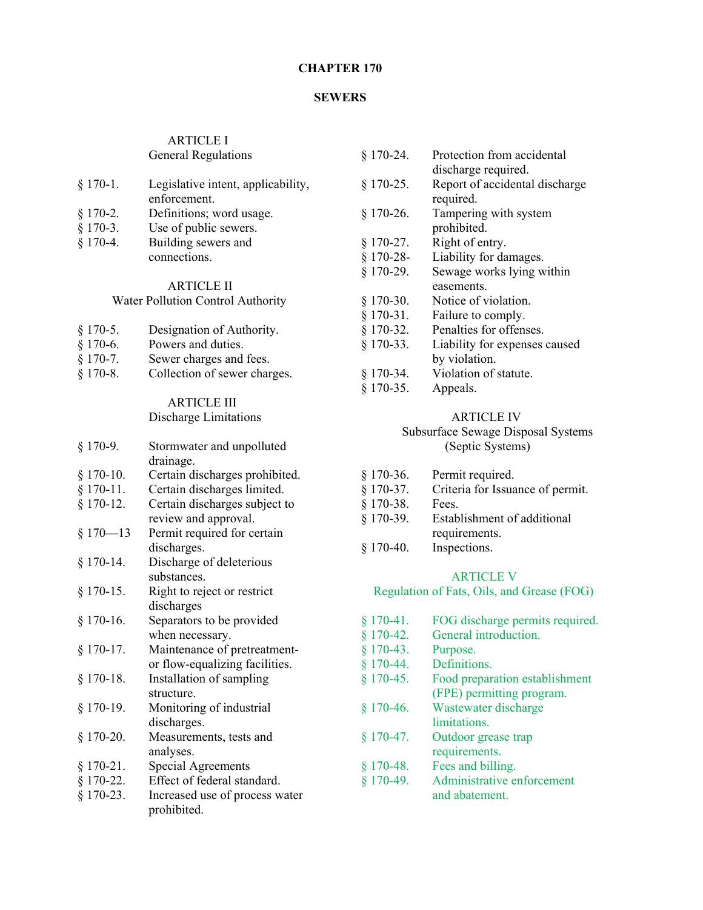# CHAPTER 170

## SEWERS

### ARTICLE I
### General Regulations

§ 170-1. Legislative intent, applicability, enforcement.
§ 170-2. Definitions; word usage.
§ 170-3. Use of public sewers.
§ 170-4. Building sewers and connections.

### ARTICLE II
### Water Pollution Control Authority

§ 170-5. Designation of Authority.
§ 170-6. Powers and duties.
§ 170-7. Sewer charges and fees.
§ 170-8. Collection of sewer charges.

### ARTICLE III
### Discharge Limitations

§ 170-9. Stormwater and unpolluted drainage.
§ 170-10. Certain discharges prohibited.
§ 170-11. Certain discharges limited.
§ 170-12. Certain discharges subject to review and approval.
§ 170—13 Permit required for certain discharges.
§ 170-14. Discharge of deleterious substances.
§ 170-15. Right to reject or restrict discharges
§ 170-16. Separators to be provided when necessary.
§ 170-17. Maintenance of pretreatment- or flow-equalizing facilities.
§ 170-18. Installation of sampling structure.
§ 170-19. Monitoring of industrial discharges.
§ 170-20. Measurements, tests and analyses.
§ 170-21. Special Agreements
§ 170-22. Effect of federal standard.
§ 170-23. Increased use of process water prohibited.
§ 170-24. Protection from accidental discharge required.
§ 170-25. Report of accidental discharge required.
§ 170-26. Tampering with system prohibited.
§ 170-27. Right of entry.
§ 170-28- Liability for damages.
§ 170-29. Sewage works lying within easements.
§ 170-30. Notice of violation.
§ 170-31. Failure to comply.
§ 170-32. Penalties for offenses.
§ 170-33. Liability for expenses caused by violation.
§ 170-34. Violation of statute.
§ 170-35. Appeals.

### ARTICLE IV
### Subsurface Sewage Disposal Systems (Septic Systems)

§ 170-36. Permit required.
§ 170-37. Criteria for Issuance of permit.
§ 170-38. Fees.
§ 170-39. Establishment of additional requirements.
§ 170-40. Inspections.

### ARTICLE V
### Regulation of Fats, Oils, and Grease (FOG)

§ 170-41. FOG discharge permits required.
§ 170-42. General introduction.
§ 170-43. Purpose.
§ 170-44. Definitions.
§ 170-45. Food preparation establishment (FPE) permitting program.
§ 170-46. Wastewater discharge limitations.
§ 170-47. Outdoor grease trap requirements.
§ 170-48. Fees and billing.
§ 170-49. Administrative enforcement and abatement.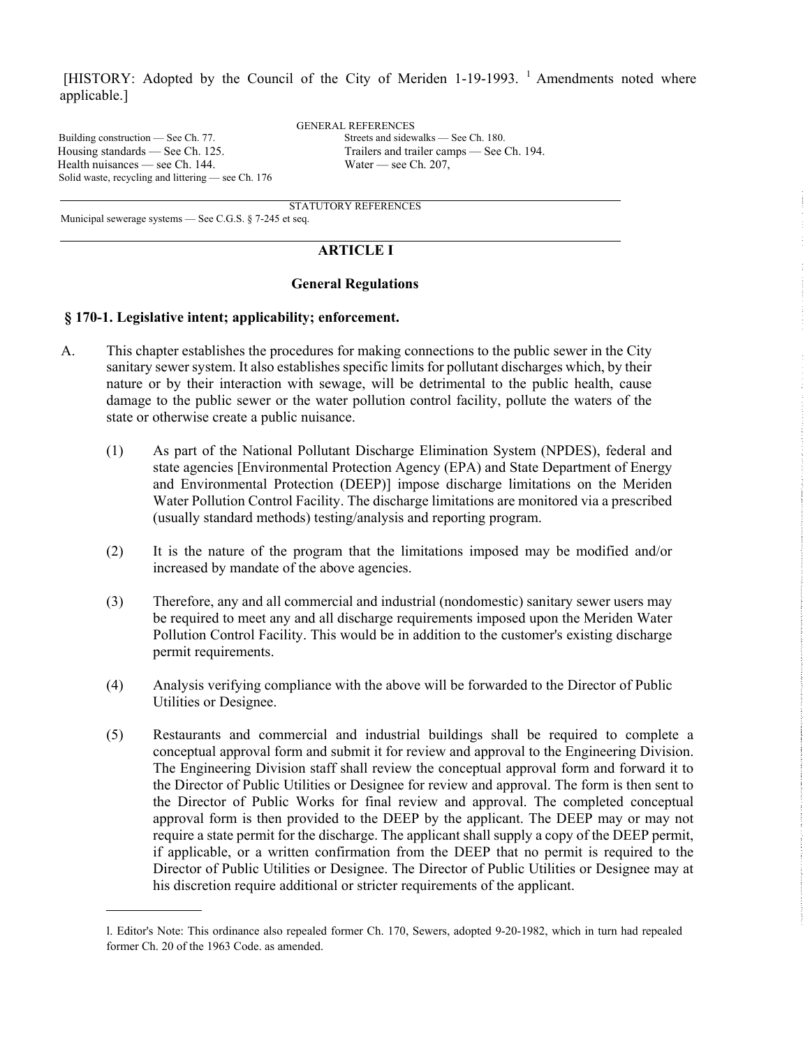[HISTORY: Adopted by the Council of the City of Meriden 1-19-1993. [1] Amendments noted where applicable.]

GENERAL REFERENCES

Building construction — See Ch. 77.
Housing standards — See Ch. 125.
Health nuisances — see Ch. 144.
Solid waste, recycling and littering — see Ch. 176
Streets and sidewalks — See Ch. 180.
Trailers and trailer camps — See Ch. 194.
Water — see Ch. 207,

STATUTORY REFERENCES

Municipal sewerage systems — See C.G.S. § 7-245 et seq.

## ARTICLE I

## General Regulations

### § 170-1. Legislative intent; applicability; enforcement.

A. This chapter establishes the procedures for making connections to the public sewer in the City sanitary sewer system. It also establishes specific limits for pollutant discharges which, by their nature or by their interaction with sewage, will be detrimental to the public health, cause damage to the public sewer or the water pollution control facility, pollute the waters of the state or otherwise create a public nuisance.

(1) As part of the National Pollutant Discharge Elimination System (NPDES), federal and state agencies [Environmental Protection Agency (EPA) and State Department of Energy and Environmental Protection (DEEP)] impose discharge limitations on the Meriden Water Pollution Control Facility. The discharge limitations are monitored via a prescribed (usually standard methods) testing/analysis and reporting program.

(2) It is the nature of the program that the limitations imposed may be modified and/or increased by mandate of the above agencies.

(3) Therefore, any and all commercial and industrial (nondomestic) sanitary sewer users may be required to meet any and all discharge requirements imposed upon the Meriden Water Pollution Control Facility. This would be in addition to the customer's existing discharge permit requirements.

(4) Analysis verifying compliance with the above will be forwarded to the Director of Public Utilities or Designee.

(5) Restaurants and commercial and industrial buildings shall be required to complete a conceptual approval form and submit it for review and approval to the Engineering Division. The Engineering Division staff shall review the conceptual approval form and forward it to the Director of Public Utilities or Designee for review and approval. The form is then sent to the Director of Public Works for final review and approval. The completed conceptual approval form is then provided to the DEEP by the applicant. The DEEP may or may not require a state permit for the discharge. The applicant shall supply a copy of the DEEP permit, if applicable, or a written confirmation from the DEEP that no permit is required to the Director of Public Utilities or Designee. The Director of Public Utilities or Designee may at his discretion require additional or stricter requirements of the applicant.

---

1. Editor's Note: This ordinance also repealed former Ch. 170, Sewers, adopted 9-20-1982, which in turn had repealed former Ch. 20 of the 1963 Code. as amended.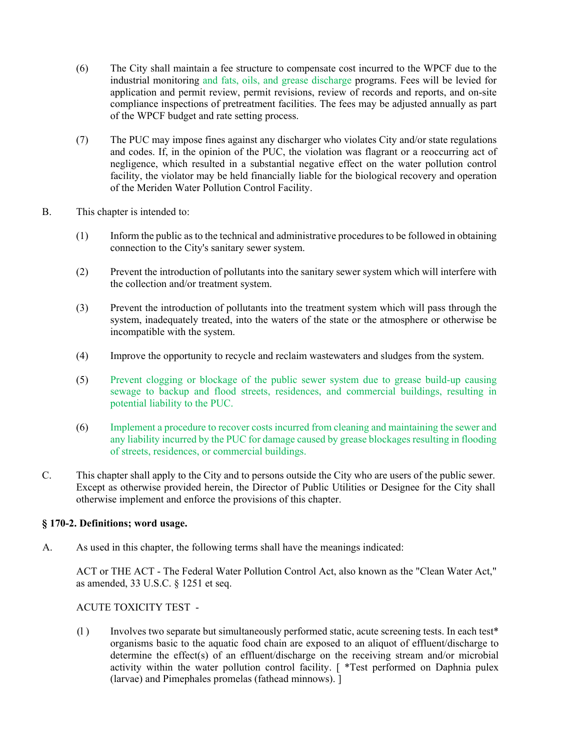(6) The City shall maintain a fee structure to compensate cost incurred to the WPCF due to the industrial monitoring and fats, oils, and grease discharge programs. Fees will be levied for application and permit review, permit revisions, review of records and reports, and on-site compliance inspections of pretreatment facilities. The fees may be adjusted annually as part of the WPCF budget and rate setting process.

(7) The PUC may impose fines against any discharger who violates City and/or state regulations and codes. If, in the opinion of the PUC, the violation was flagrant or a reoccurring act of negligence, which resulted in a substantial negative effect on the water pollution control facility, the violator may be held financially liable for the biological recovery and operation of the Meriden Water Pollution Control Facility.

B. This chapter is intended to:

(1) Inform the public as to the technical and administrative procedures to be followed in obtaining connection to the City's sanitary sewer system.

(2) Prevent the introduction of pollutants into the sanitary sewer system which will interfere with the collection and/or treatment system.

(3) Prevent the introduction of pollutants into the treatment system which will pass through the system, inadequately treated, into the waters of the state or the atmosphere or otherwise be incompatible with the system.

(4) Improve the opportunity to recycle and reclaim wastewaters and sludges from the system.

(5) Prevent clogging or blockage of the public sewer system due to grease build-up causing sewage to backup and flood streets, residences, and commercial buildings, resulting in potential liability to the PUC.

(6) Implement a procedure to recover costs incurred from cleaning and maintaining the sewer and any liability incurred by the PUC for damage caused by grease blockages resulting in flooding of streets, residences, or commercial buildings.

C. This chapter shall apply to the City and to persons outside the City who are users of the public sewer. Except as otherwise provided herein, the Director of Public Utilities or Designee for the City shall otherwise implement and enforce the provisions of this chapter.

**§ 170-2. Definitions; word usage.**

A. As used in this chapter, the following terms shall have the meanings indicated:

ACT or THE ACT - The Federal Water Pollution Control Act, also known as the "Clean Water Act," as amended, 33 U.S.C. § 1251 et seq.

ACUTE TOXICITY TEST -

(l ) Involves two separate but simultaneously performed static, acute screening tests. In each test* organisms basic to the aquatic food chain are exposed to an aliquot of effluent/discharge to determine the effect(s) of an effluent/discharge on the receiving stream and/or microbial activity within the water pollution control facility. [ *Test performed on Daphnia pulex (larvae) and Pimephales promelas (fathead minnows). ]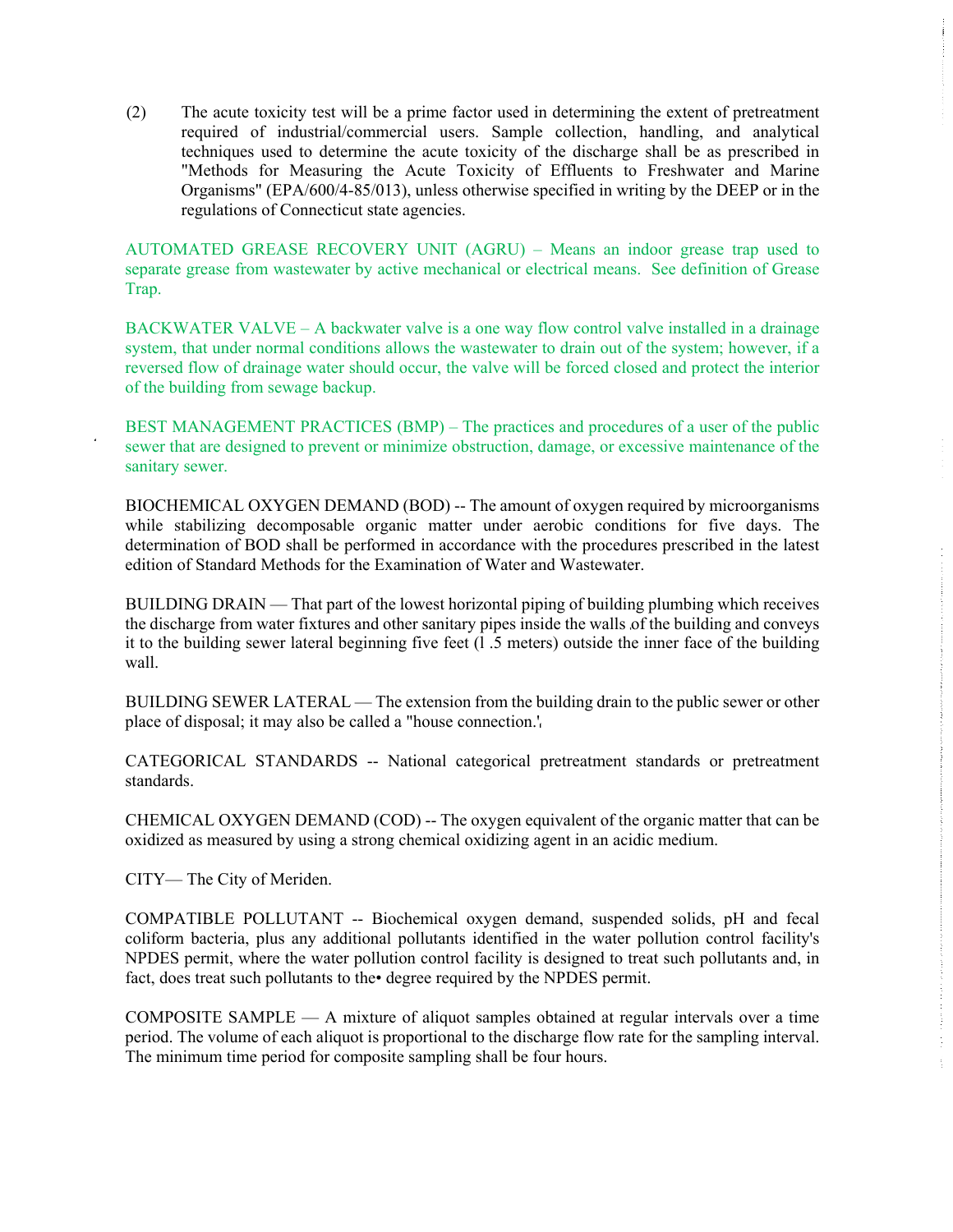(2) The acute toxicity test will be a prime factor used in determining the extent of pretreatment required of industrial/commercial users. Sample collection, handling, and analytical techniques used to determine the acute toxicity of the discharge shall be as prescribed in "Methods for Measuring the Acute Toxicity of Effluents to Freshwater and Marine Organisms" (EPA/600/4-85/013), unless otherwise specified in writing by the DEEP or in the regulations of Connecticut state agencies.

AUTOMATED GREASE RECOVERY UNIT (AGRU) – Means an indoor grease trap used to separate grease from wastewater by active mechanical or electrical means. See definition of Grease Trap.

BACKWATER VALVE – A backwater valve is a one way flow control valve installed in a drainage system, that under normal conditions allows the wastewater to drain out of the system; however, if a reversed flow of drainage water should occur, the valve will be forced closed and protect the interior of the building from sewage backup.

BEST MANAGEMENT PRACTICES (BMP) – The practices and procedures of a user of the public sewer that are designed to prevent or minimize obstruction, damage, or excessive maintenance of the sanitary sewer.

BIOCHEMICAL OXYGEN DEMAND (BOD) -- The amount of oxygen required by microorganisms while stabilizing decomposable organic matter under aerobic conditions for five days. The determination of BOD shall be performed in accordance with the procedures prescribed in the latest edition of Standard Methods for the Examination of Water and Wastewater.

BUILDING DRAIN — That part of the lowest horizontal piping of building plumbing which receives the discharge from water fixtures and other sanitary pipes inside the walls of the building and conveys it to the building sewer lateral beginning five feet (1 .5 meters) outside the inner face of the building wall.

BUILDING SEWER LATERAL — The extension from the building drain to the public sewer or other place of disposal; it may also be called a "house connection."

CATEGORICAL STANDARDS -- National categorical pretreatment standards or pretreatment standards.

CHEMICAL OXYGEN DEMAND (COD) -- The oxygen equivalent of the organic matter that can be oxidized as measured by using a strong chemical oxidizing agent in an acidic medium.

CITY— The City of Meriden.

COMPATIBLE POLLUTANT -- Biochemical oxygen demand, suspended solids, pH and fecal coliform bacteria, plus any additional pollutants identified in the water pollution control facility's NPDES permit, where the water pollution control facility is designed to treat such pollutants and, in fact, does treat such pollutants to the• degree required by the NPDES permit.

COMPOSITE SAMPLE — A mixture of aliquot samples obtained at regular intervals over a time period. The volume of each aliquot is proportional to the discharge flow rate for the sampling interval. The minimum time period for composite sampling shall be four hours.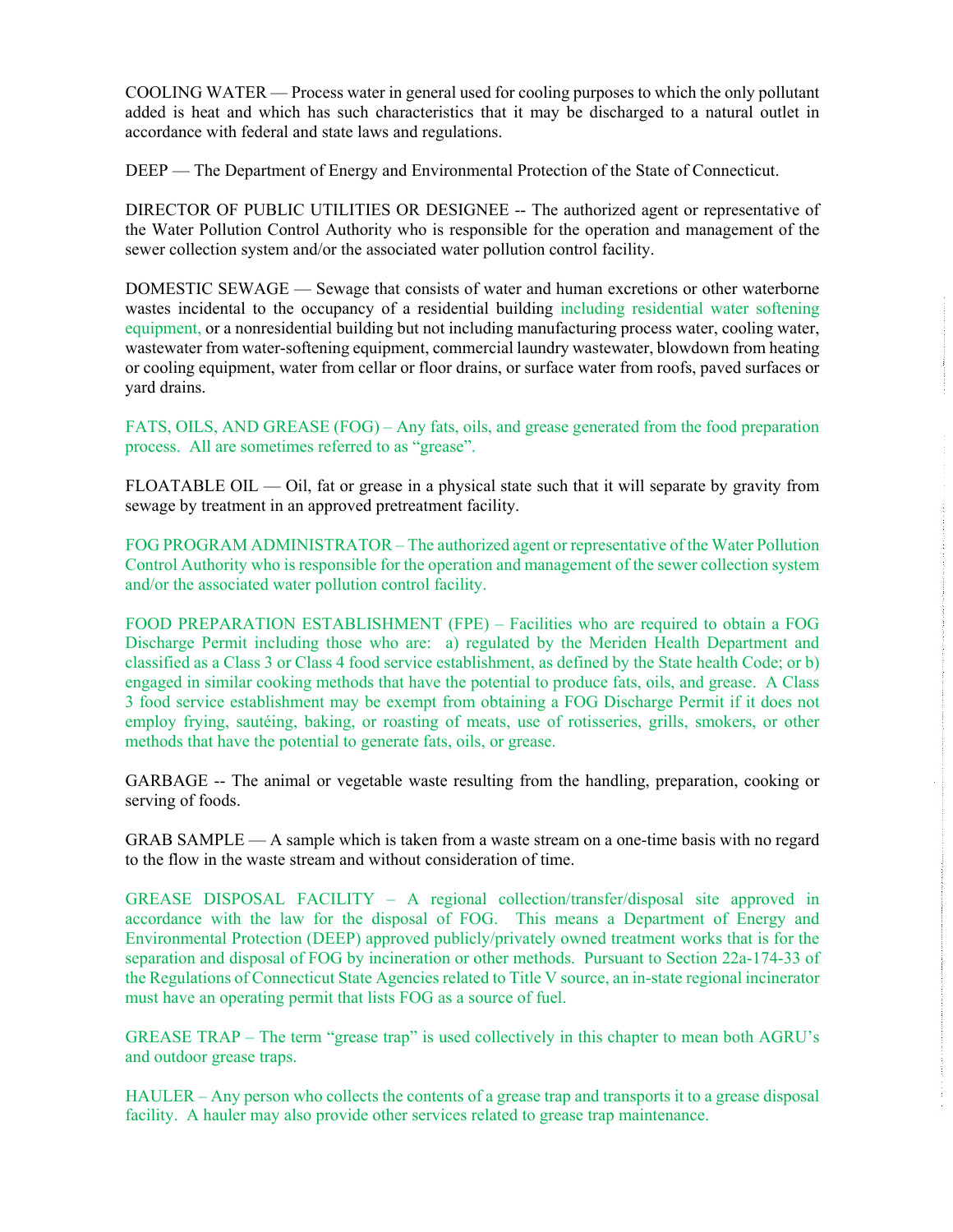COOLING WATER — Process water in general used for cooling purposes to which the only pollutant added is heat and which has such characteristics that it may be discharged to a natural outlet in accordance with federal and state laws and regulations.

DEEP — The Department of Energy and Environmental Protection of the State of Connecticut.

DIRECTOR OF PUBLIC UTILITIES OR DESIGNEE -- The authorized agent or representative of the Water Pollution Control Authority who is responsible for the operation and management of the sewer collection system and/or the associated water pollution control facility.

DOMESTIC SEWAGE — Sewage that consists of water and human excretions or other waterborne wastes incidental to the occupancy of a residential building including residential water softening equipment, or a nonresidential building but not including manufacturing process water, cooling water, wastewater from water-softening equipment, commercial laundry wastewater, blowdown from heating or cooling equipment, water from cellar or floor drains, or surface water from roofs, paved surfaces or yard drains.

FATS, OILS, AND GREASE (FOG) – Any fats, oils, and grease generated from the food preparation process. All are sometimes referred to as "grease".

FLOATABLE OIL — Oil, fat or grease in a physical state such that it will separate by gravity from sewage by treatment in an approved pretreatment facility.

FOG PROGRAM ADMINISTRATOR – The authorized agent or representative of the Water Pollution Control Authority who is responsible for the operation and management of the sewer collection system and/or the associated water pollution control facility.

FOOD PREPARATION ESTABLISHMENT (FPE) – Facilities who are required to obtain a FOG Discharge Permit including those who are: a) regulated by the Meriden Health Department and classified as a Class 3 or Class 4 food service establishment, as defined by the State health Code; or b) engaged in similar cooking methods that have the potential to produce fats, oils, and grease. A Class 3 food service establishment may be exempt from obtaining a FOG Discharge Permit if it does not employ frying, sautéing, baking, or roasting of meats, use of rotisseries, grills, smokers, or other methods that have the potential to generate fats, oils, or grease.

GARBAGE -- The animal or vegetable waste resulting from the handling, preparation, cooking or serving of foods.

GRAB SAMPLE — A sample which is taken from a waste stream on a one-time basis with no regard to the flow in the waste stream and without consideration of time.

GREASE DISPOSAL FACILITY – A regional collection/transfer/disposal site approved in accordance with the law for the disposal of FOG. This means a Department of Energy and Environmental Protection (DEEP) approved publicly/privately owned treatment works that is for the separation and disposal of FOG by incineration or other methods. Pursuant to Section 22a-174-33 of the Regulations of Connecticut State Agencies related to Title V source, an in-state regional incinerator must have an operating permit that lists FOG as a source of fuel.

GREASE TRAP – The term "grease trap" is used collectively in this chapter to mean both AGRU's and outdoor grease traps.

HAULER – Any person who collects the contents of a grease trap and transports it to a grease disposal facility. A hauler may also provide other services related to grease trap maintenance.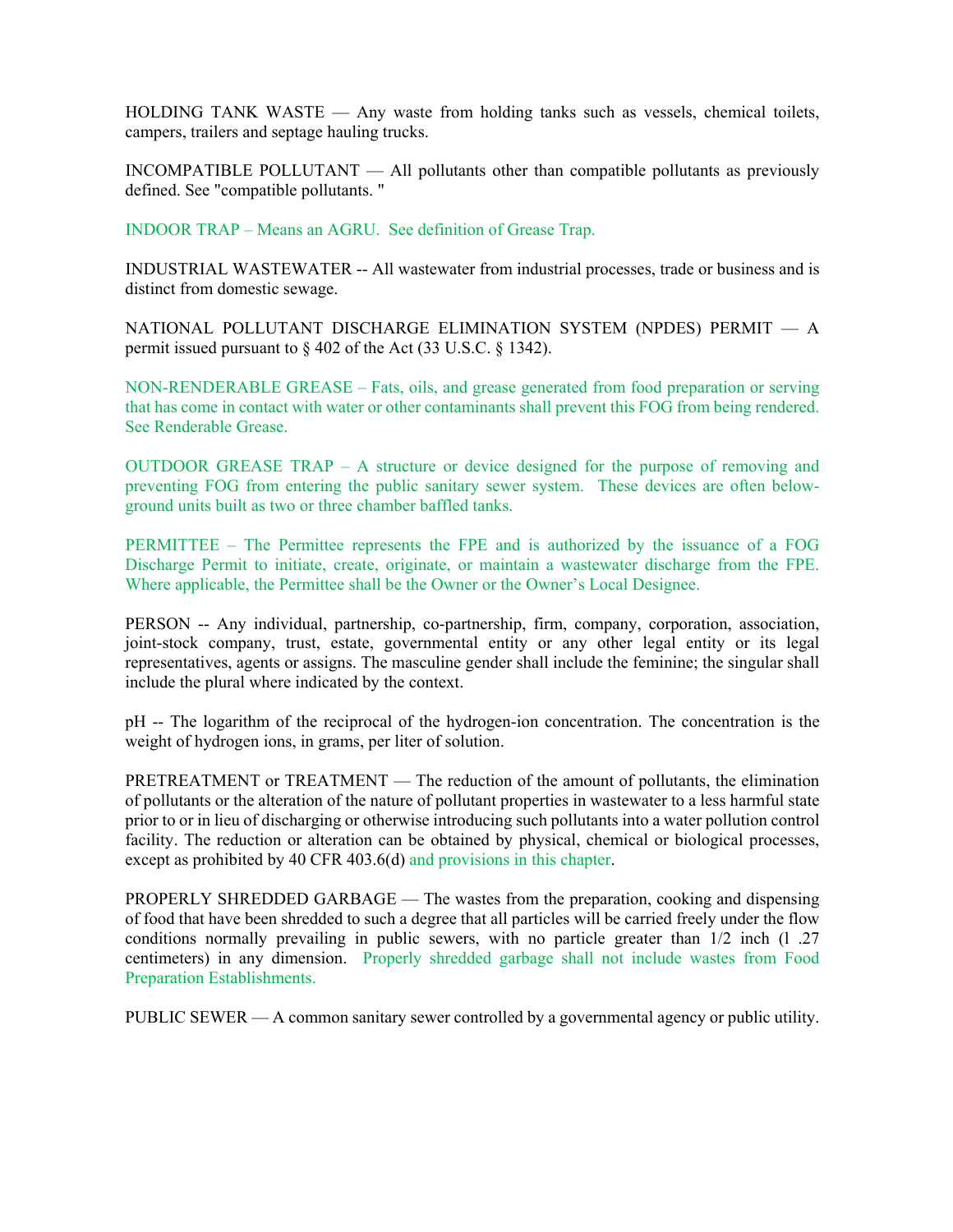HOLDING TANK WASTE — Any waste from holding tanks such as vessels, chemical toilets, campers, trailers and septage hauling trucks.

INCOMPATIBLE POLLUTANT — All pollutants other than compatible pollutants as previously defined. See "compatible pollutants. "

INDOOR TRAP – Means an AGRU. See definition of Grease Trap.

INDUSTRIAL WASTEWATER -- All wastewater from industrial processes, trade or business and is distinct from domestic sewage.

NATIONAL POLLUTANT DISCHARGE ELIMINATION SYSTEM (NPDES) PERMIT — A permit issued pursuant to § 402 of the Act (33 U.S.C. § 1342).

NON-RENDERABLE GREASE – Fats, oils, and grease generated from food preparation or serving that has come in contact with water or other contaminants shall prevent this FOG from being rendered. See Renderable Grease.

OUTDOOR GREASE TRAP – A structure or device designed for the purpose of removing and preventing FOG from entering the public sanitary sewer system. These devices are often below-ground units built as two or three chamber baffled tanks.

PERMITTEE – The Permittee represents the FPE and is authorized by the issuance of a FOG Discharge Permit to initiate, create, originate, or maintain a wastewater discharge from the FPE. Where applicable, the Permittee shall be the Owner or the Owner's Local Designee.

PERSON -- Any individual, partnership, co-partnership, firm, company, corporation, association, joint-stock company, trust, estate, governmental entity or any other legal entity or its legal representatives, agents or assigns. The masculine gender shall include the feminine; the singular shall include the plural where indicated by the context.

pH -- The logarithm of the reciprocal of the hydrogen-ion concentration. The concentration is the weight of hydrogen ions, in grams, per liter of solution.

PRETREATMENT or TREATMENT — The reduction of the amount of pollutants, the elimination of pollutants or the alteration of the nature of pollutant properties in wastewater to a less harmful state prior to or in lieu of discharging or otherwise introducing such pollutants into a water pollution control facility. The reduction or alteration can be obtained by physical, chemical or biological processes, except as prohibited by 40 CFR 403.6(d) and provisions in this chapter.

PROPERLY SHREDDED GARBAGE — The wastes from the preparation, cooking and dispensing of food that have been shredded to such a degree that all particles will be carried freely under the flow conditions normally prevailing in public sewers, with no particle greater than 1/2 inch (l .27 centimeters) in any dimension. Properly shredded garbage shall not include wastes from Food Preparation Establishments.

PUBLIC SEWER — A common sanitary sewer controlled by a governmental agency or public utility.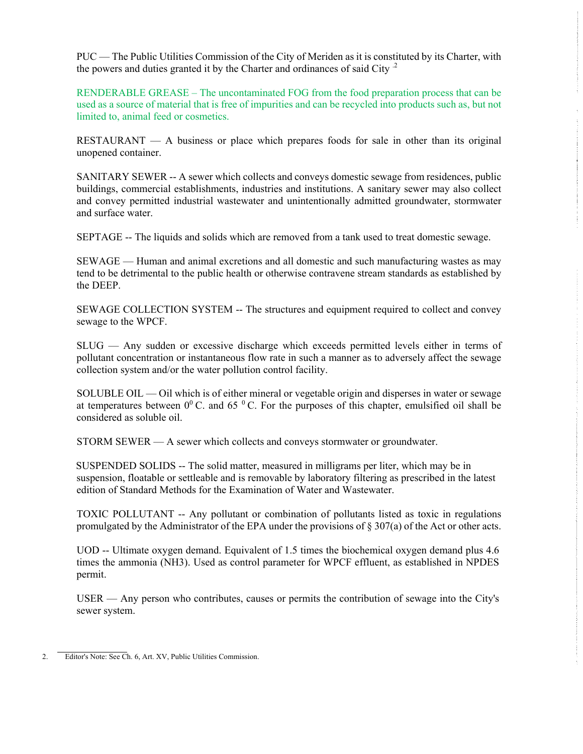PUC — The Public Utilities Commission of the City of Meriden as it is constituted by its Charter, with the powers and duties granted it by the Charter and ordinances of said City [2]

RENDERABLE GREASE – The uncontaminated FOG from the food preparation process that can be used as a source of material that is free of impurities and can be recycled into products such as, but not limited to, animal feed or cosmetics.

RESTAURANT — A business or place which prepares foods for sale in other than its original unopened container.

SANITARY SEWER -- A sewer which collects and conveys domestic sewage from residences, public buildings, commercial establishments, industries and institutions. A sanitary sewer may also collect and convey permitted industrial wastewater and unintentionally admitted groundwater, stormwater and surface water.

SEPTAGE -- The liquids and solids which are removed from a tank used to treat domestic sewage.

SEWAGE — Human and animal excretions and all domestic and such manufacturing wastes as may tend to be detrimental to the public health or otherwise contravene stream standards as established by the DEEP.

SEWAGE COLLECTION SYSTEM -- The structures and equipment required to collect and convey sewage to the WPCF.

SLUG — Any sudden or excessive discharge which exceeds permitted levels either in terms of pollutant concentration or instantaneous flow rate in such a manner as to adversely affect the sewage collection system and/or the water pollution control facility.

SOLUBLE OIL — Oil which is of either mineral or vegetable origin and disperses in water or sewage at temperatures between $0^0$ C. and 65 $^0$C. For the purposes of this chapter, emulsified oil shall be considered as soluble oil.

STORM SEWER — A sewer which collects and conveys stormwater or groundwater.

SUSPENDED SOLIDS -- The solid matter, measured in milligrams per liter, which may be in suspension, floatable or settleable and is removable by laboratory filtering as prescribed in the latest edition of Standard Methods for the Examination of Water and Wastewater.

TOXIC POLLUTANT -- Any pollutant or combination of pollutants listed as toxic in regulations promulgated by the Administrator of the EPA under the provisions of § 307(a) of the Act or other acts.

UOD -- Ultimate oxygen demand. Equivalent of 1.5 times the biochemical oxygen demand plus 4.6 times the ammonia ($NH_3$). Used as control parameter for WPCF effluent, as established in NPDES permit.

USER — Any person who contributes, causes or permits the contribution of sewage into the City's sewer system.

2. Editor's Note: See Ch. 6, Art. XV, Public Utilities Commission.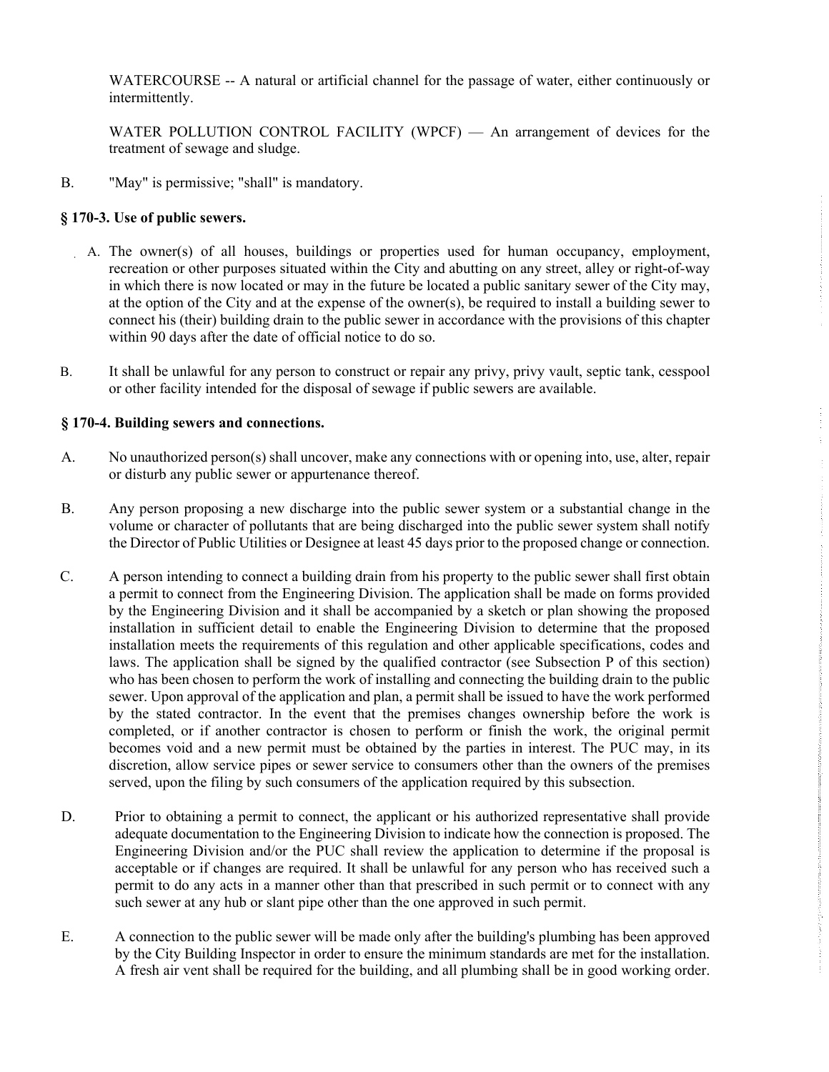WATERCOURSE -- A natural or artificial channel for the passage of water, either continuously or intermittently.

WATER POLLUTION CONTROL FACILITY (WPCF) — An arrangement of devices for the treatment of sewage and sludge.

B. "May" is permissive; "shall" is mandatory.

### § 170-3. Use of public sewers.

A. The owner(s) of all houses, buildings or properties used for human occupancy, employment, recreation or other purposes situated within the City and abutting on any street, alley or right-of-way in which there is now located or may in the future be located a public sanitary sewer of the City may, at the option of the City and at the expense of the owner(s), be required to install a building sewer to connect his (their) building drain to the public sewer in accordance with the provisions of this chapter within 90 days after the date of official notice to do so.

B. It shall be unlawful for any person to construct or repair any privy, privy vault, septic tank, cesspool or other facility intended for the disposal of sewage if public sewers are available.

### § 170-4. Building sewers and connections.

A. No unauthorized person(s) shall uncover, make any connections with or opening into, use, alter, repair or disturb any public sewer or appurtenance thereof.

B. Any person proposing a new discharge into the public sewer system or a substantial change in the volume or character of pollutants that are being discharged into the public sewer system shall notify the Director of Public Utilities or Designee at least 45 days prior to the proposed change or connection.

C. A person intending to connect a building drain from his property to the public sewer shall first obtain a permit to connect from the Engineering Division. The application shall be made on forms provided by the Engineering Division and it shall be accompanied by a sketch or plan showing the proposed installation in sufficient detail to enable the Engineering Division to determine that the proposed installation meets the requirements of this regulation and other applicable specifications, codes and laws. The application shall be signed by the qualified contractor (see Subsection P of this section) who has been chosen to perform the work of installing and connecting the building drain to the public sewer. Upon approval of the application and plan, a permit shall be issued to have the work performed by the stated contractor. In the event that the premises changes ownership before the work is completed, or if another contractor is chosen to perform or finish the work, the original permit becomes void and a new permit must be obtained by the parties in interest. The PUC may, in its discretion, allow service pipes or sewer service to consumers other than the owners of the premises served, upon the filing by such consumers of the application required by this subsection.

D. Prior to obtaining a permit to connect, the applicant or his authorized representative shall provide adequate documentation to the Engineering Division to indicate how the connection is proposed. The Engineering Division and/or the PUC shall review the application to determine if the proposal is acceptable or if changes are required. It shall be unlawful for any person who has received such a permit to do any acts in a manner other than that prescribed in such permit or to connect with any such sewer at any hub or slant pipe other than the one approved in such permit.

E. A connection to the public sewer will be made only after the building's plumbing has been approved by the City Building Inspector in order to ensure the minimum standards are met for the installation. A fresh air vent shall be required for the building, and all plumbing shall be in good working order.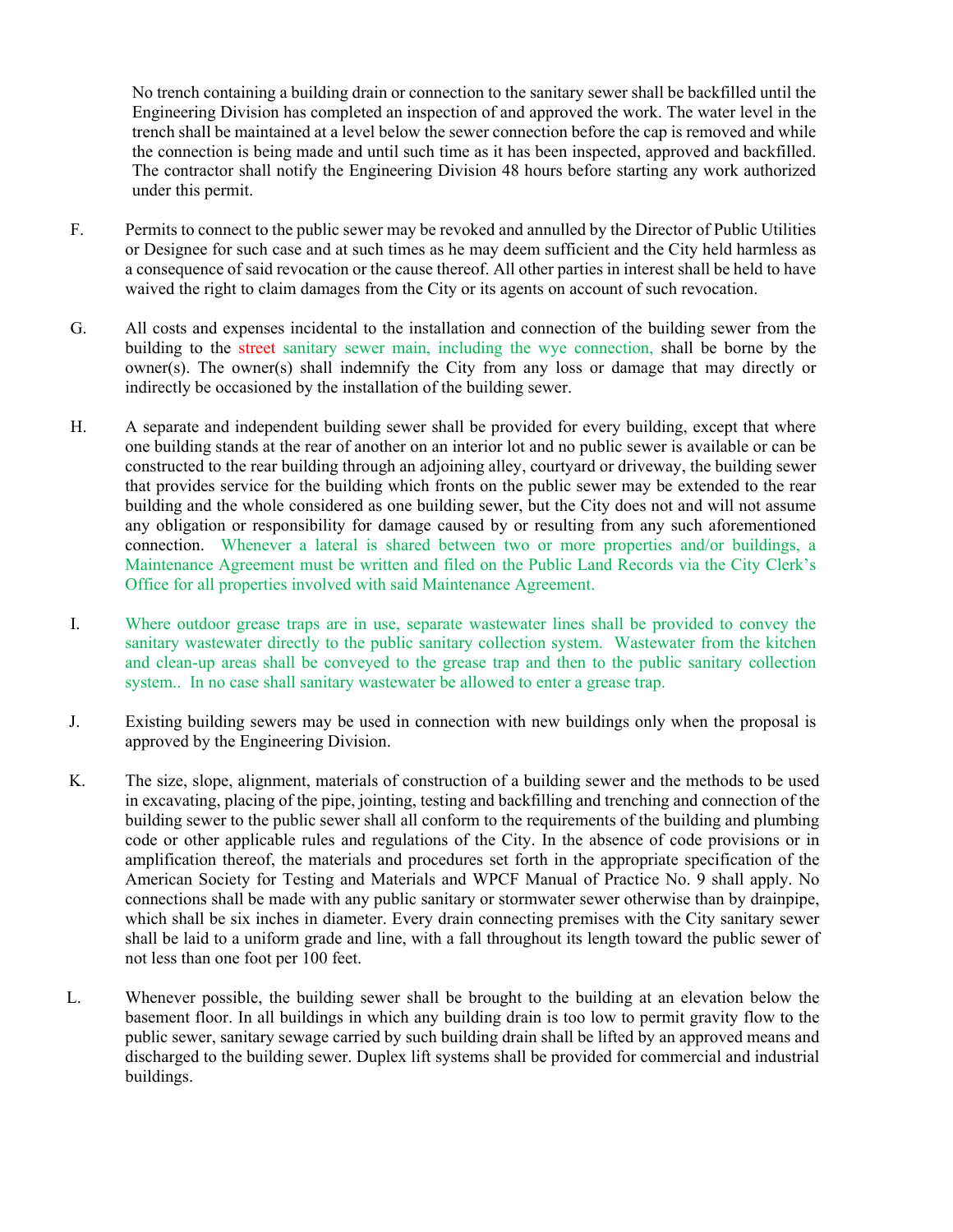No trench containing a building drain or connection to the sanitary sewer shall be backfilled until the Engineering Division has completed an inspection of and approved the work. The water level in the trench shall be maintained at a level below the sewer connection before the cap is removed and while the connection is being made and until such time as it has been inspected, approved and backfilled. The contractor shall notify the Engineering Division 48 hours before starting any work authorized under this permit.

F. Permits to connect to the public sewer may be revoked and annulled by the Director of Public Utilities or Designee for such case and at such times as he may deem sufficient and the City held harmless as a consequence of said revocation or the cause thereof. All other parties in interest shall be held to have waived the right to claim damages from the City or its agents on account of such revocation.

G. All costs and expenses incidental to the installation and connection of the building sewer from the building to the street sanitary sewer main, including the wye connection, shall be borne by the owner(s). The owner(s) shall indemnify the City from any loss or damage that may directly or indirectly be occasioned by the installation of the building sewer.

H. A separate and independent building sewer shall be provided for every building, except that where one building stands at the rear of another on an interior lot and no public sewer is available or can be constructed to the rear building through an adjoining alley, courtyard or driveway, the building sewer that provides service for the building which fronts on the public sewer may be extended to the rear building and the whole considered as one building sewer, but the City does not and will not assume any obligation or responsibility for damage caused by or resulting from any such aforementioned connection. Whenever a lateral is shared between two or more properties and/or buildings, a Maintenance Agreement must be written and filed on the Public Land Records via the City Clerk's Office for all properties involved with said Maintenance Agreement.

I. Where outdoor grease traps are in use, separate wastewater lines shall be provided to convey the sanitary wastewater directly to the public sanitary collection system. Wastewater from the kitchen and clean-up areas shall be conveyed to the grease trap and then to the public sanitary collection system.. In no case shall sanitary wastewater be allowed to enter a grease trap.

J. Existing building sewers may be used in connection with new buildings only when the proposal is approved by the Engineering Division.

K. The size, slope, alignment, materials of construction of a building sewer and the methods to be used in excavating, placing of the pipe, jointing, testing and backfilling and trenching and connection of the building sewer to the public sewer shall all conform to the requirements of the building and plumbing code or other applicable rules and regulations of the City. In the absence of code provisions or in amplification thereof, the materials and procedures set forth in the appropriate specification of the American Society for Testing and Materials and WPCF Manual of Practice No. 9 shall apply. No connections shall be made with any public sanitary or stormwater sewer otherwise than by drainpipe, which shall be six inches in diameter. Every drain connecting premises with the City sanitary sewer shall be laid to a uniform grade and line, with a fall throughout its length toward the public sewer of not less than one foot per 100 feet.

L. Whenever possible, the building sewer shall be brought to the building at an elevation below the basement floor. In all buildings in which any building drain is too low to permit gravity flow to the public sewer, sanitary sewage carried by such building drain shall be lifted by an approved means and discharged to the building sewer. Duplex lift systems shall be provided for commercial and industrial buildings.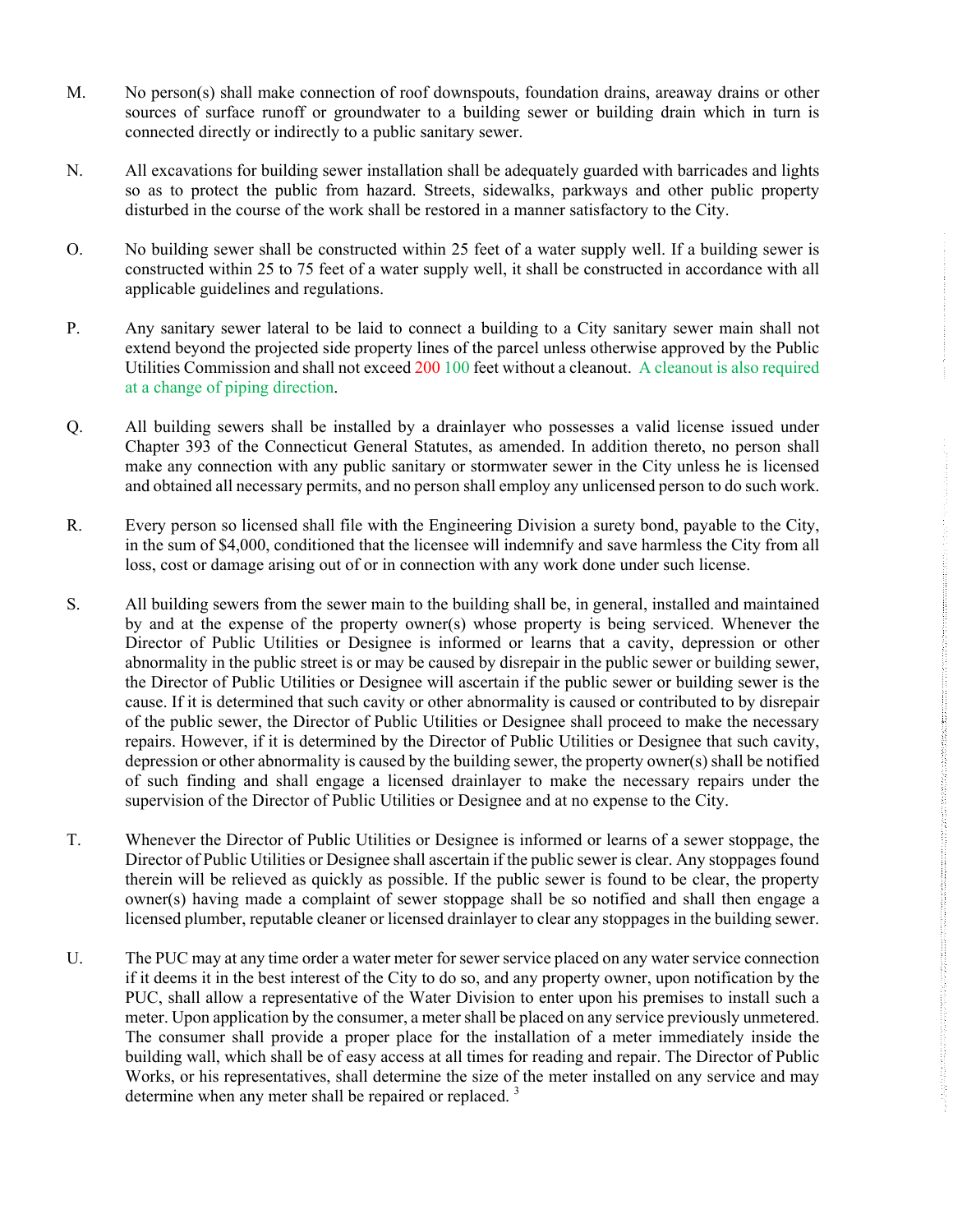M. No person(s) shall make connection of roof downspouts, foundation drains, areaway drains or other sources of surface runoff or groundwater to a building sewer or building drain which in turn is connected directly or indirectly to a public sanitary sewer.

N. All excavations for building sewer installation shall be adequately guarded with barricades and lights so as to protect the public from hazard. Streets, sidewalks, parkways and other public property disturbed in the course of the work shall be restored in a manner satisfactory to the City.

O. No building sewer shall be constructed within 25 feet of a water supply well. If a building sewer is constructed within 25 to 75 feet of a water supply well, it shall be constructed in accordance with all applicable guidelines and regulations.

P. Any sanitary sewer lateral to be laid to connect a building to a City sanitary sewer main shall not extend beyond the projected side property lines of the parcel unless otherwise approved by the Public Utilities Commission and shall not exceed 200 100 feet without a cleanout. A cleanout is also required at a change of piping direction.

Q. All building sewers shall be installed by a drainlayer who possesses a valid license issued under Chapter 393 of the Connecticut General Statutes, as amended. In addition thereto, no person shall make any connection with any public sanitary or stormwater sewer in the City unless he is licensed and obtained all necessary permits, and no person shall employ any unlicensed person to do such work.

R. Every person so licensed shall file with the Engineering Division a surety bond, payable to the City, in the sum of $4,000, conditioned that the licensee will indemnify and save harmless the City from all loss, cost or damage arising out of or in connection with any work done under such license.

S. All building sewers from the sewer main to the building shall be, in general, installed and maintained by and at the expense of the property owner(s) whose property is being serviced. Whenever the Director of Public Utilities or Designee is informed or learns that a cavity, depression or other abnormality in the public street is or may be caused by disrepair in the public sewer or building sewer, the Director of Public Utilities or Designee will ascertain if the public sewer or building sewer is the cause. If it is determined that such cavity or other abnormality is caused or contributed to by disrepair of the public sewer, the Director of Public Utilities or Designee shall proceed to make the necessary repairs. However, if it is determined by the Director of Public Utilities or Designee that such cavity, depression or other abnormality is caused by the building sewer, the property owner(s) shall be notified of such finding and shall engage a licensed drainlayer to make the necessary repairs under the supervision of the Director of Public Utilities or Designee and at no expense to the City.

T. Whenever the Director of Public Utilities or Designee is informed or learns of a sewer stoppage, the Director of Public Utilities or Designee shall ascertain if the public sewer is clear. Any stoppages found therein will be relieved as quickly as possible. If the public sewer is found to be clear, the property owner(s) having made a complaint of sewer stoppage shall be so notified and shall then engage a licensed plumber, reputable cleaner or licensed drainlayer to clear any stoppages in the building sewer.

U. The PUC may at any time order a water meter for sewer service placed on any water service connection if it deems it in the best interest of the City to do so, and any property owner, upon notification by the PUC, shall allow a representative of the Water Division to enter upon his premises to install such a meter. Upon application by the consumer, a meter shall be placed on any service previously unmetered. The consumer shall provide a proper place for the installation of a meter immediately inside the building wall, which shall be of easy access at all times for reading and repair. The Director of Public Works, or his representatives, shall determine the size of the meter installed on any service and may determine when any meter shall be repaired or replaced. [3]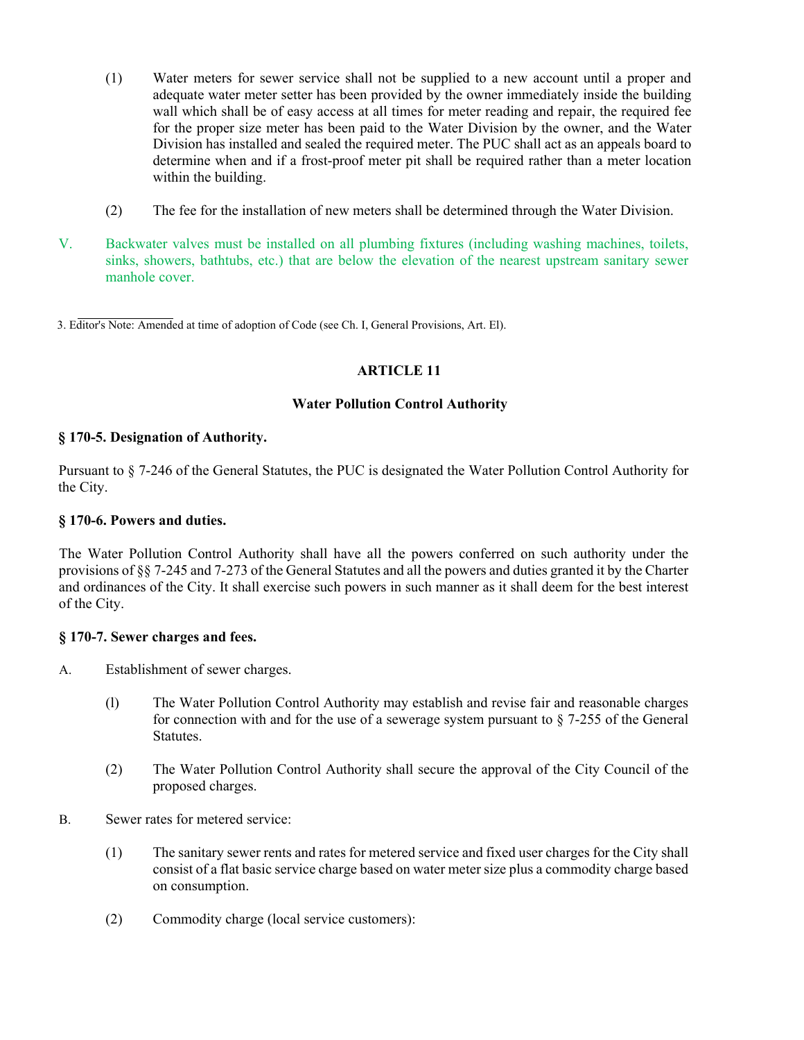(1) Water meters for sewer service shall not be supplied to a new account until a proper and adequate water meter setter has been provided by the owner immediately inside the building wall which shall be of easy access at all times for meter reading and repair, the required fee for the proper size meter has been paid to the Water Division by the owner, and the Water Division has installed and sealed the required meter. The PUC shall act as an appeals board to determine when and if a frost-proof meter pit shall be required rather than a meter location within the building.

(2) The fee for the installation of new meters shall be determined through the Water Division.

V. Backwater valves must be installed on all plumbing fixtures (including washing machines, toilets, sinks, showers, bathtubs, etc.) that are below the elevation of the nearest upstream sanitary sewer manhole cover.

3. Editor's Note: Amended at time of adoption of Code (see Ch. I, General Provisions, Art. El).

## ARTICLE 11

## Water Pollution Control Authority

### § 170-5. Designation of Authority.

Pursuant to § 7-246 of the General Statutes, the PUC is designated the Water Pollution Control Authority for the City.

### § 170-6. Powers and duties.

The Water Pollution Control Authority shall have all the powers conferred on such authority under the provisions of §§ 7-245 and 7-273 of the General Statutes and all the powers and duties granted it by the Charter and ordinances of the City. It shall exercise such powers in such manner as it shall deem for the best interest of the City.

### § 170-7. Sewer charges and fees.

A. Establishment of sewer charges.

(l) The Water Pollution Control Authority may establish and revise fair and reasonable charges for connection with and for the use of a sewerage system pursuant to § 7-255 of the General Statutes.

(2) The Water Pollution Control Authority shall secure the approval of the City Council of the proposed charges.

B. Sewer rates for metered service:

(1) The sanitary sewer rents and rates for metered service and fixed user charges for the City shall consist of a flat basic service charge based on water meter size plus a commodity charge based on consumption.

(2) Commodity charge (local service customers):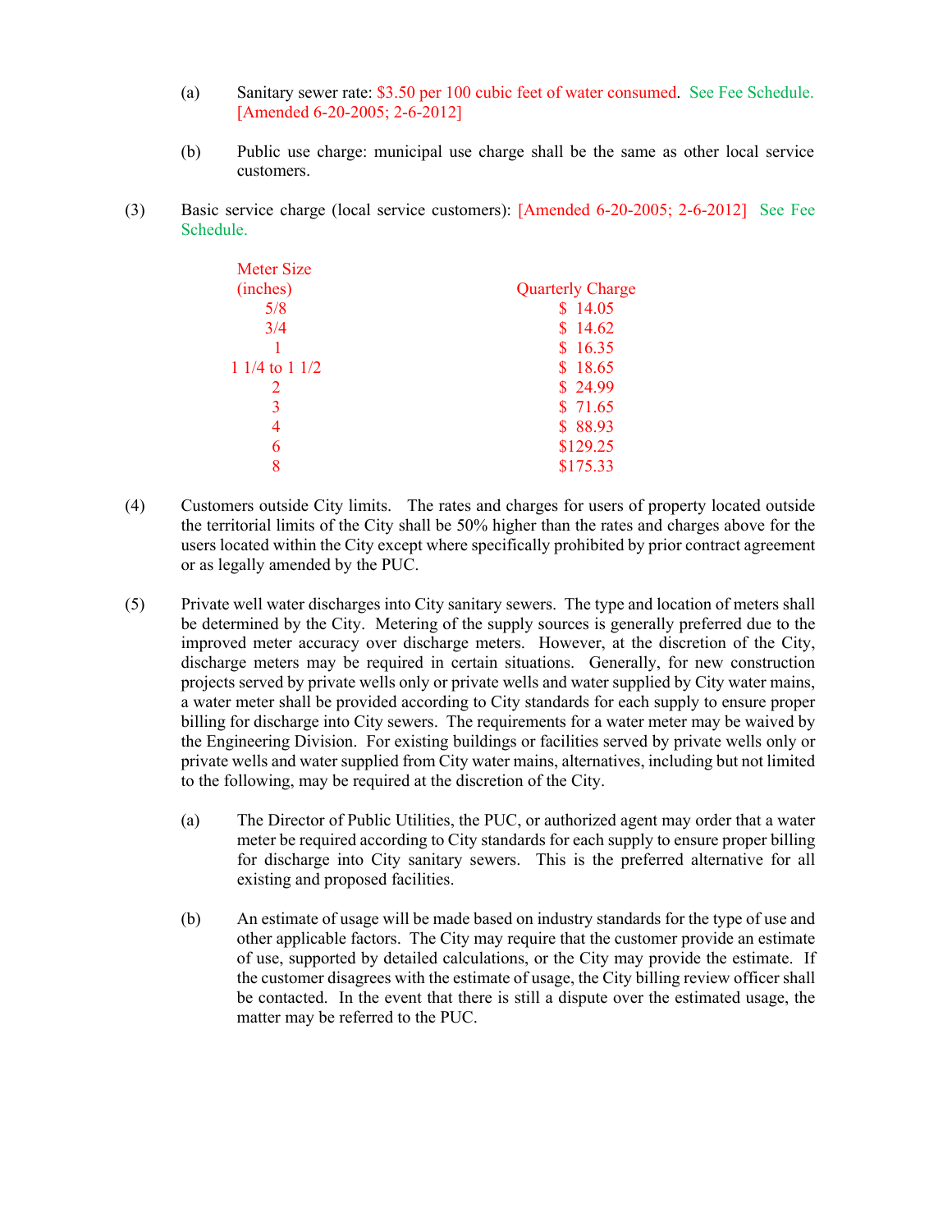(a) Sanitary sewer rate: $3.50 per 100 cubic feet of water consumed. See Fee Schedule. [Amended 6-20-2005; 2-6-2012]

(b) Public use charge: municipal use charge shall be the same as other local service customers.

(3) Basic service charge (local service customers): [Amended 6-20-2005; 2-6-2012] See Fee Schedule.

| Meter Size (inches) | Quarterly Charge |
|---|---|
| 5/8 | $ 14.05 |
| 3/4 | $ 14.62 |
| 1 | $ 16.35 |
| 1 1/4 to 1 1/2 | $ 18.65 |
| 2 | $ 24.99 |
| 3 | $ 71.65 |
| 4 | $ 88.93 |
| 6 | $129.25 |
| 8 | $175.33 |

(4) Customers outside City limits. The rates and charges for users of property located outside the territorial limits of the City shall be 50% higher than the rates and charges above for the users located within the City except where specifically prohibited by prior contract agreement or as legally amended by the PUC.

(5) Private well water discharges into City sanitary sewers. The type and location of meters shall be determined by the City. Metering of the supply sources is generally preferred due to the improved meter accuracy over discharge meters. However, at the discretion of the City, discharge meters may be required in certain situations. Generally, for new construction projects served by private wells only or private wells and water supplied by City water mains, a water meter shall be provided according to City standards for each supply to ensure proper billing for discharge into City sewers. The requirements for a water meter may be waived by the Engineering Division. For existing buildings or facilities served by private wells only or private wells and water supplied from City water mains, alternatives, including but not limited to the following, may be required at the discretion of the City.

(a) The Director of Public Utilities, the PUC, or authorized agent may order that a water meter be required according to City standards for each supply to ensure proper billing for discharge into City sanitary sewers. This is the preferred alternative for all existing and proposed facilities.

(b) An estimate of usage will be made based on industry standards for the type of use and other applicable factors. The City may require that the customer provide an estimate of use, supported by detailed calculations, or the City may provide the estimate. If the customer disagrees with the estimate of usage, the City billing review officer shall be contacted. In the event that there is still a dispute over the estimated usage, the matter may be referred to the PUC.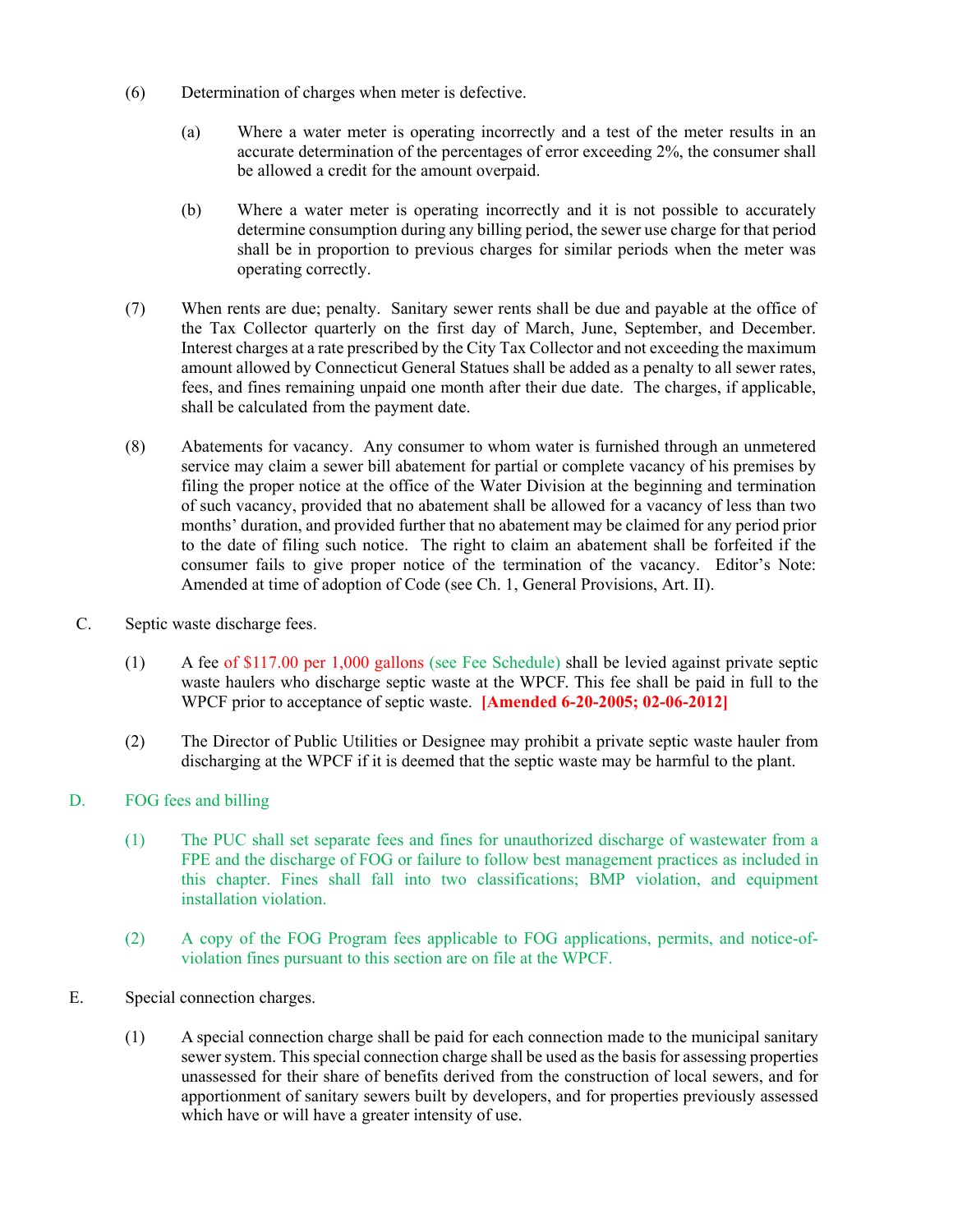(6) Determination of charges when meter is defective.

(a) Where a water meter is operating incorrectly and a test of the meter results in an accurate determination of the percentages of error exceeding 2%, the consumer shall be allowed a credit for the amount overpaid.

(b) Where a water meter is operating incorrectly and it is not possible to accurately determine consumption during any billing period, the sewer use charge for that period shall be in proportion to previous charges for similar periods when the meter was operating correctly.

(7) When rents are due; penalty. Sanitary sewer rents shall be due and payable at the office of the Tax Collector quarterly on the first day of March, June, September, and December. Interest charges at a rate prescribed by the City Tax Collector and not exceeding the maximum amount allowed by Connecticut General Statues shall be added as a penalty to all sewer rates, fees, and fines remaining unpaid one month after their due date. The charges, if applicable, shall be calculated from the payment date.

(8) Abatements for vacancy. Any consumer to whom water is furnished through an unmetered service may claim a sewer bill abatement for partial or complete vacancy of his premises by filing the proper notice at the office of the Water Division at the beginning and termination of such vacancy, provided that no abatement shall be allowed for a vacancy of less than two months' duration, and provided further that no abatement may be claimed for any period prior to the date of filing such notice. The right to claim an abatement shall be forfeited if the consumer fails to give proper notice of the termination of the vacancy. Editor's Note: Amended at time of adoption of Code (see Ch. 1, General Provisions, Art. II).

C. Septic waste discharge fees.

(1) A fee of $117.00 per 1,000 gallons (see Fee Schedule) shall be levied against private septic waste haulers who discharge septic waste at the WPCF. This fee shall be paid in full to the WPCF prior to acceptance of septic waste. **[Amended 6-20-2005; 02-06-2012]**

(2) The Director of Public Utilities or Designee may prohibit a private septic waste hauler from discharging at the WPCF if it is deemed that the septic waste may be harmful to the plant.

D. FOG fees and billing

(1) The PUC shall set separate fees and fines for unauthorized discharge of wastewater from a FPE and the discharge of FOG or failure to follow best management practices as included in this chapter. Fines shall fall into two classifications; BMP violation, and equipment installation violation.

(2) A copy of the FOG Program fees applicable to FOG applications, permits, and notice-of-violation fines pursuant to this section are on file at the WPCF.

E. Special connection charges.

(1) A special connection charge shall be paid for each connection made to the municipal sanitary sewer system. This special connection charge shall be used as the basis for assessing properties unassessed for their share of benefits derived from the construction of local sewers, and for apportionment of sanitary sewers built by developers, and for properties previously assessed which have or will have a greater intensity of use.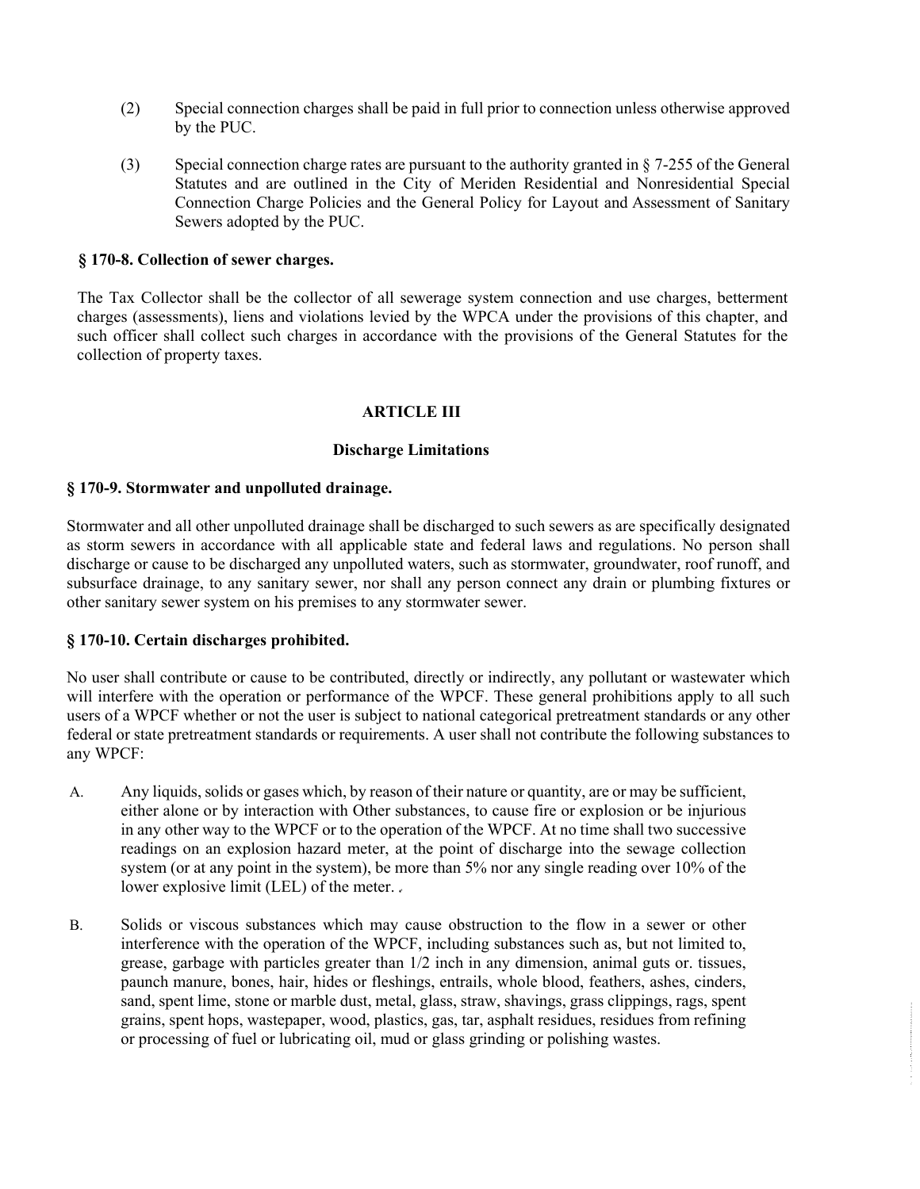(2) Special connection charges shall be paid in full prior to connection unless otherwise approved by the PUC.

(3) Special connection charge rates are pursuant to the authority granted in § 7-255 of the General Statutes and are outlined in the City of Meriden Residential and Nonresidential Special Connection Charge Policies and the General Policy for Layout and Assessment of Sanitary Sewers adopted by the PUC.

### § 170-8. Collection of sewer charges.

The Tax Collector shall be the collector of all sewerage system connection and use charges, betterment charges (assessments), liens and violations levied by the WPCA under the provisions of this chapter, and such officer shall collect such charges in accordance with the provisions of the General Statutes for the collection of property taxes.

## ARTICLE III

## Discharge Limitations

### § 170-9. Stormwater and unpolluted drainage.

Stormwater and all other unpolluted drainage shall be discharged to such sewers as are specifically designated as storm sewers in accordance with all applicable state and federal laws and regulations. No person shall discharge or cause to be discharged any unpolluted waters, such as stormwater, groundwater, roof runoff, and subsurface drainage, to any sanitary sewer, nor shall any person connect any drain or plumbing fixtures or other sanitary sewer system on his premises to any stormwater sewer.

### § 170-10. Certain discharges prohibited.

No user shall contribute or cause to be contributed, directly or indirectly, any pollutant or wastewater which will interfere with the operation or performance of the WPCF. These general prohibitions apply to all such users of a WPCF whether or not the user is subject to national categorical pretreatment standards or any other federal or state pretreatment standards or requirements. A user shall not contribute the following substances to any WPCF:

A. Any liquids, solids or gases which, by reason of their nature or quantity, are or may be sufficient, either alone or by interaction with Other substances, to cause fire or explosion or be injurious in any other way to the WPCF or to the operation of the WPCF. At no time shall two successive readings on an explosion hazard meter, at the point of discharge into the sewage collection system (or at any point in the system), be more than 5% nor any single reading over 10% of the lower explosive limit (LEL) of the meter.

B. Solids or viscous substances which may cause obstruction to the flow in a sewer or other interference with the operation of the WPCF, including substances such as, but not limited to, grease, garbage with particles greater than 1/2 inch in any dimension, animal guts or. tissues, paunch manure, bones, hair, hides or fleshings, entrails, whole blood, feathers, ashes, cinders, sand, spent lime, stone or marble dust, metal, glass, straw, shavings, grass clippings, rags, spent grains, spent hops, wastepaper, wood, plastics, gas, tar, asphalt residues, residues from refining or processing of fuel or lubricating oil, mud or glass grinding or polishing wastes.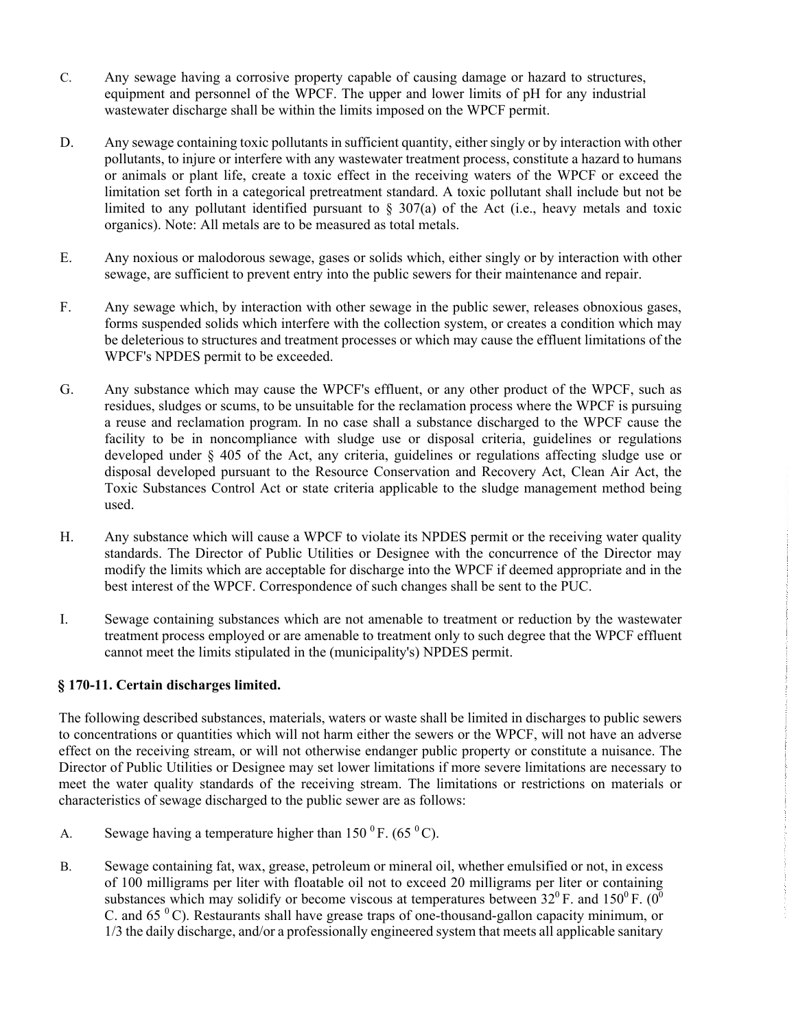C. Any sewage having a corrosive property capable of causing damage or hazard to structures, equipment and personnel of the WPCF. The upper and lower limits of pH for any industrial wastewater discharge shall be within the limits imposed on the WPCF permit.

D. Any sewage containing toxic pollutants in sufficient quantity, either singly or by interaction with other pollutants, to injure or interfere with any wastewater treatment process, constitute a hazard to humans or animals or plant life, create a toxic effect in the receiving waters of the WPCF or exceed the limitation set forth in a categorical pretreatment standard. A toxic pollutant shall include but not be limited to any pollutant identified pursuant to § 307(a) of the Act (i.e., heavy metals and toxic organics). Note: All metals are to be measured as total metals.

E. Any noxious or malodorous sewage, gases or solids which, either singly or by interaction with other sewage, are sufficient to prevent entry into the public sewers for their maintenance and repair.

F. Any sewage which, by interaction with other sewage in the public sewer, releases obnoxious gases, forms suspended solids which interfere with the collection system, or creates a condition which may be deleterious to structures and treatment processes or which may cause the effluent limitations of the WPCF's NPDES permit to be exceeded.

G. Any substance which may cause the WPCF's effluent, or any other product of the WPCF, such as residues, sludges or scums, to be unsuitable for the reclamation process where the WPCF is pursuing a reuse and reclamation program. In no case shall a substance discharged to the WPCF cause the facility to be in noncompliance with sludge use or disposal criteria, guidelines or regulations developed under § 405 of the Act, any criteria, guidelines or regulations affecting sludge use or disposal developed pursuant to the Resource Conservation and Recovery Act, Clean Air Act, the Toxic Substances Control Act or state criteria applicable to the sludge management method being used.

H. Any substance which will cause a WPCF to violate its NPDES permit or the receiving water quality standards. The Director of Public Utilities or Designee with the concurrence of the Director may modify the limits which are acceptable for discharge into the WPCF if deemed appropriate and in the best interest of the WPCF. Correspondence of such changes shall be sent to the PUC.

I. Sewage containing substances which are not amenable to treatment or reduction by the wastewater treatment process employed or are amenable to treatment only to such degree that the WPCF effluent cannot meet the limits stipulated in the (municipality's) NPDES permit.

### § 170-11. Certain discharges limited.

The following described substances, materials, waters or waste shall be limited in discharges to public sewers to concentrations or quantities which will not harm either the sewers or the WPCF, will not have an adverse effect on the receiving stream, or will not otherwise endanger public property or constitute a nuisance. The Director of Public Utilities or Designee may set lower limitations if more severe limitations are necessary to meet the water quality standards of the receiving stream. The limitations or restrictions on materials or characteristics of sewage discharged to the public sewer are as follows:

A. Sewage having a temperature higher than 150 $^{0}$F. (65 $^{0}$C).

B. Sewage containing fat, wax, grease, petroleum or mineral oil, whether emulsified or not, in excess of 100 milligrams per liter with floatable oil not to exceed 20 milligrams per liter or containing substances which may solidify or become viscous at temperatures between 32$^{0}$ F. and 150$^{0}$ F. (0$^{0}$ C. and 65 $^{0}$C). Restaurants shall have grease traps of one-thousand-gallon capacity minimum, or 1/3 the daily discharge, and/or a professionally engineered system that meets all applicable sanitary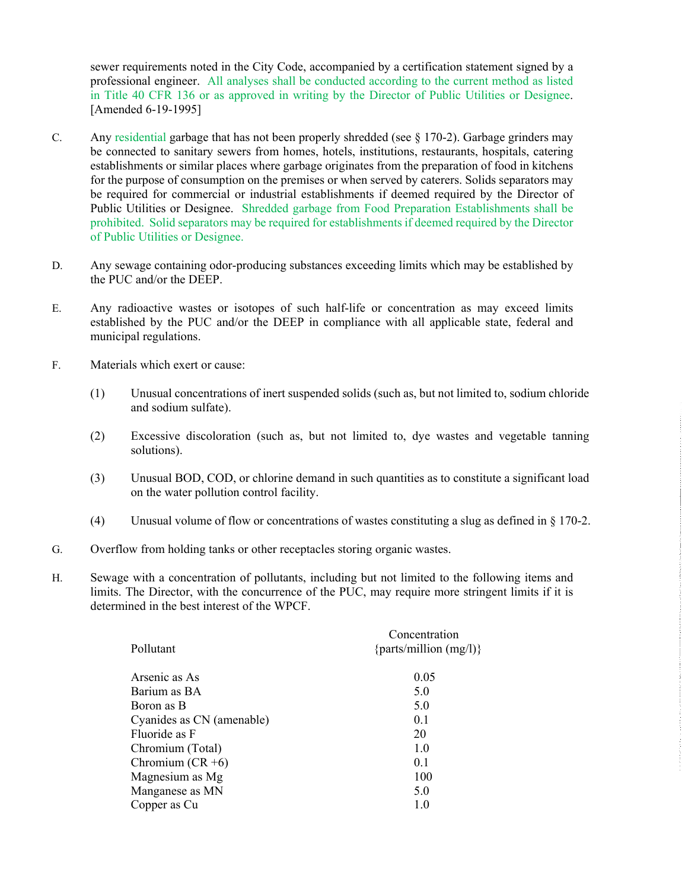sewer requirements noted in the City Code, accompanied by a certification statement signed by a professional engineer. All analyses shall be conducted according to the current method as listed in Title 40 CFR 136 or as approved in writing by the Director of Public Utilities or Designee. [Amended 6-19-1995]

C. Any residential garbage that has not been properly shredded (see § 170-2). Garbage grinders may be connected to sanitary sewers from homes, hotels, institutions, restaurants, hospitals, catering establishments or similar places where garbage originates from the preparation of food in kitchens for the purpose of consumption on the premises or when served by caterers. Solids separators may be required for commercial or industrial establishments if deemed required by the Director of Public Utilities or Designee. Shredded garbage from Food Preparation Establishments shall be prohibited. Solid separators may be required for establishments if deemed required by the Director of Public Utilities or Designee.

D. Any sewage containing odor-producing substances exceeding limits which may be established by the PUC and/or the DEEP.

E. Any radioactive wastes or isotopes of such half-life or concentration as may exceed limits established by the PUC and/or the DEEP in compliance with all applicable state, federal and municipal regulations.

F. Materials which exert or cause:

(1) Unusual concentrations of inert suspended solids (such as, but not limited to, sodium chloride and sodium sulfate).

(2) Excessive discoloration (such as, but not limited to, dye wastes and vegetable tanning solutions).

(3) Unusual BOD, COD, or chlorine demand in such quantities as to constitute a significant load on the water pollution control facility.

(4) Unusual volume of flow or concentrations of wastes constituting a slug as defined in § 170-2.

G. Overflow from holding tanks or other receptacles storing organic wastes.

H. Sewage with a concentration of pollutants, including but not limited to the following items and limits. The Director, with the concurrence of the PUC, may require more stringent limits if it is determined in the best interest of the WPCF.

| Pollutant | Concentration {parts/million (mg/l)} |
|---|---|
| Arsenic as As | 0.05 |
| Barium as BA | 5.0 |
| Boron as B | 5.0 |
| Cyanides as CN (amenable) | 0.1 |
| Fluoride as F | 20 |
| Chromium (Total) | 1.0 |
| Chromium (CR +6) | 0.1 |
| Magnesium as Mg | 100 |
| Manganese as MN | 5.0 |
| Copper as Cu | 1.0 |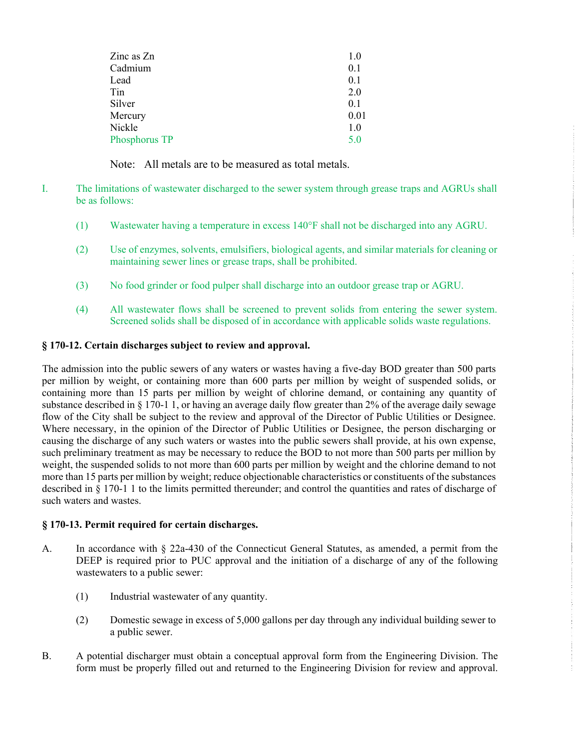| | |
|---|---|
| Zinc as Zn | 1.0 |
| Cadmium | 0.1 |
| Lead | 0.1 |
| Tin | 2.0 |
| Silver | 0.1 |
| Mercury | 0.01 |
| Nickle | 1.0 |
| Phosphorus TP | 5.0 |

Note: All metals are to be measured as total metals.

I. The limitations of wastewater discharged to the sewer system through grease traps and AGRUs shall be as follows:

(1) Wastewater having a temperature in excess 140°F shall not be discharged into any AGRU.

(2) Use of enzymes, solvents, emulsifiers, biological agents, and similar materials for cleaning or maintaining sewer lines or grease traps, shall be prohibited.

(3) No food grinder or food pulper shall discharge into an outdoor grease trap or AGRU.

(4) All wastewater flows shall be screened to prevent solids from entering the sewer system. Screened solids shall be disposed of in accordance with applicable solids waste regulations.

**§ 170-12. Certain discharges subject to review and approval.**

The admission into the public sewers of any waters or wastes having a five-day BOD greater than 500 parts per million by weight, or containing more than 600 parts per million by weight of suspended solids, or containing more than 15 parts per million by weight of chlorine demand, or containing any quantity of substance described in § 170-1 1, or having an average daily flow greater than 2% of the average daily sewage flow of the City shall be subject to the review and approval of the Director of Public Utilities or Designee. Where necessary, in the opinion of the Director of Public Utilities or Designee, the person discharging or causing the discharge of any such waters or wastes into the public sewers shall provide, at his own expense, such preliminary treatment as may be necessary to reduce the BOD to not more than 500 parts per million by weight, the suspended solids to not more than 600 parts per million by weight and the chlorine demand to not more than 15 parts per million by weight; reduce objectionable characteristics or constituents of the substances described in § 170-1 1 to the limits permitted thereunder; and control the quantities and rates of discharge of such waters and wastes.

**§ 170-13. Permit required for certain discharges.**

A. In accordance with § 22a-430 of the Connecticut General Statutes, as amended, a permit from the DEEP is required prior to PUC approval and the initiation of a discharge of any of the following wastewaters to a public sewer:

(1) Industrial wastewater of any quantity.

(2) Domestic sewage in excess of 5,000 gallons per day through any individual building sewer to a public sewer.

B. A potential discharger must obtain a conceptual approval form from the Engineering Division. The form must be properly filled out and returned to the Engineering Division for review and approval.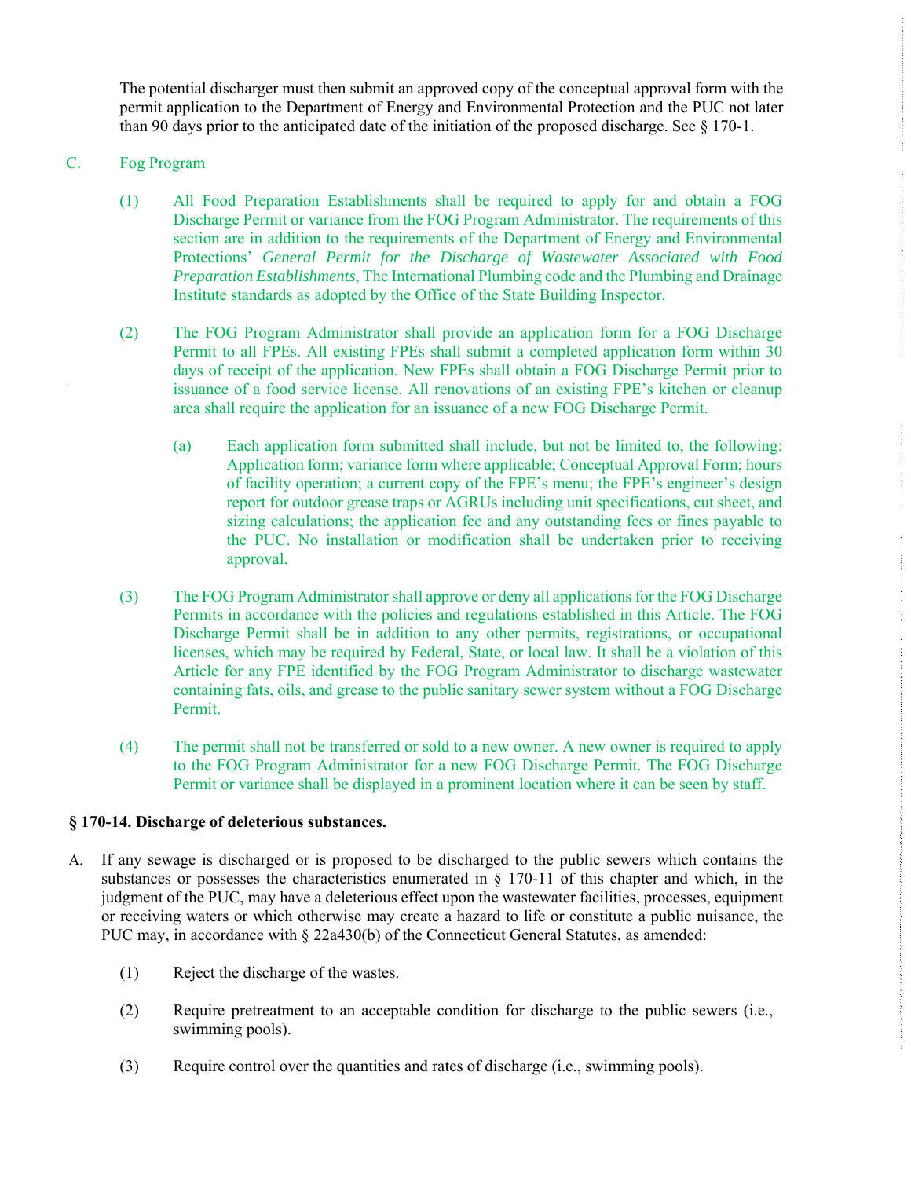The potential discharger must then submit an approved copy of the conceptual approval form with the permit application to the Department of Energy and Environmental Protection and the PUC not later than 90 days prior to the anticipated date of the initiation of the proposed discharge. See § 170-1.

C. Fog Program

(1) All Food Preparation Establishments shall be required to apply for and obtain a FOG Discharge Permit or variance from the FOG Program Administrator. The requirements of this section are in addition to the requirements of the Department of Energy and Environmental Protections' *General Permit for the Discharge of Wastewater Associated with Food Preparation Establishments*, The International Plumbing code and the Plumbing and Drainage Institute standards as adopted by the Office of the State Building Inspector.

(2) The FOG Program Administrator shall provide an application form for a FOG Discharge Permit to all FPEs. All existing FPEs shall submit a completed application form within 30 days of receipt of the application. New FPEs shall obtain a FOG Discharge Permit prior to issuance of a food service license. All renovations of an existing FPE's kitchen or cleanup area shall require the application for an issuance of a new FOG Discharge Permit.

(a) Each application form submitted shall include, but not be limited to, the following: Application form; variance form where applicable; Conceptual Approval Form; hours of facility operation; a current copy of the FPE's menu; the FPE's engineer's design report for outdoor grease traps or AGRUs including unit specifications, cut sheet, and sizing calculations; the application fee and any outstanding fees or fines payable to the PUC. No installation or modification shall be undertaken prior to receiving approval.

(3) The FOG Program Administrator shall approve or deny all applications for the FOG Discharge Permits in accordance with the policies and regulations established in this Article. The FOG Discharge Permit shall be in addition to any other permits, registrations, or occupational licenses, which may be required by Federal, State, or local law. It shall be a violation of this Article for any FPE identified by the FOG Program Administrator to discharge wastewater containing fats, oils, and grease to the public sanitary sewer system without a FOG Discharge Permit.

(4) The permit shall not be transferred or sold to a new owner. A new owner is required to apply to the FOG Program Administrator for a new FOG Discharge Permit. The FOG Discharge Permit or variance shall be displayed in a prominent location where it can be seen by staff.

**§ 170-14. Discharge of deleterious substances.**

A. If any sewage is discharged or is proposed to be discharged to the public sewers which contains the substances or possesses the characteristics enumerated in § 170-11 of this chapter and which, in the judgment of the PUC, may have a deleterious effect upon the wastewater facilities, processes, equipment or receiving waters or which otherwise may create a hazard to life or constitute a public nuisance, the PUC may, in accordance with § 22a430(b) of the Connecticut General Statutes, as amended:

(1) Reject the discharge of the wastes.

(2) Require pretreatment to an acceptable condition for discharge to the public sewers (i.e., swimming pools).

(3) Require control over the quantities and rates of discharge (i.e., swimming pools).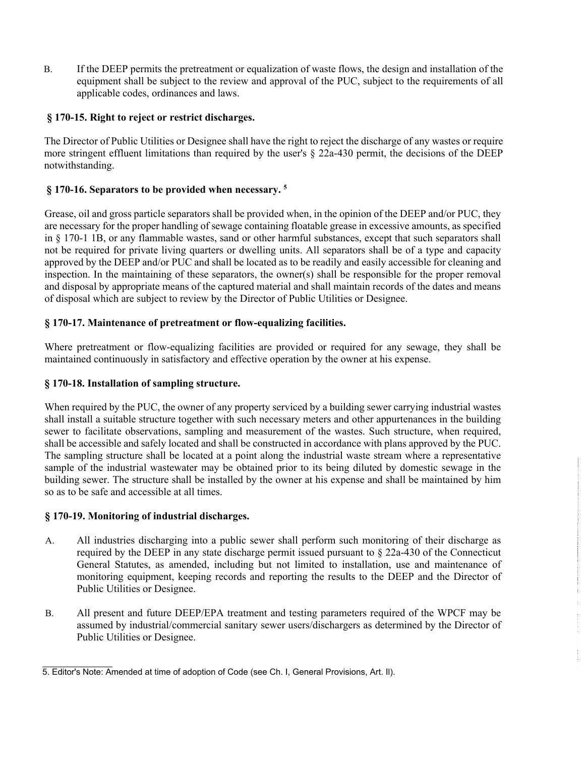B. If the DEEP permits the pretreatment or equalization of waste flows, the design and installation of the equipment shall be subject to the review and approval of the PUC, subject to the requirements of all applicable codes, ordinances and laws.

### § 170-15. Right to reject or restrict discharges.

The Director of Public Utilities or Designee shall have the right to reject the discharge of any wastes or require more stringent effluent limitations than required by the user's § 22a-430 permit, the decisions of the DEEP notwithstanding.

### § 170-16. Separators to be provided when necessary. [5]

Grease, oil and gross particle separators shall be provided when, in the opinion of the DEEP and/or PUC, they are necessary for the proper handling of sewage containing floatable grease in excessive amounts, as specified in § 170-1 1B, or any flammable wastes, sand or other harmful substances, except that such separators shall not be required for private living quarters or dwelling units. All separators shall be of a type and capacity approved by the DEEP and/or PUC and shall be located as to be readily and easily accessible for cleaning and inspection. In the maintaining of these separators, the owner(s) shall be responsible for the proper removal and disposal by appropriate means of the captured material and shall maintain records of the dates and means of disposal which are subject to review by the Director of Public Utilities or Designee.

### § 170-17. Maintenance of pretreatment or flow-equalizing facilities.

Where pretreatment or flow-equalizing facilities are provided or required for any sewage, they shall be maintained continuously in satisfactory and effective operation by the owner at his expense.

### § 170-18. Installation of sampling structure.

When required by the PUC, the owner of any property serviced by a building sewer carrying industrial wastes shall install a suitable structure together with such necessary meters and other appurtenances in the building sewer to facilitate observations, sampling and measurement of the wastes. Such structure, when required, shall be accessible and safely located and shall be constructed in accordance with plans approved by the PUC. The sampling structure shall be located at a point along the industrial waste stream where a representative sample of the industrial wastewater may be obtained prior to its being diluted by domestic sewage in the building sewer. The structure shall be installed by the owner at his expense and shall be maintained by him so as to be safe and accessible at all times.

### § 170-19. Monitoring of industrial discharges.

A. All industries discharging into a public sewer shall perform such monitoring of their discharge as required by the DEEP in any state discharge permit issued pursuant to § 22a-430 of the Connecticut General Statutes, as amended, including but not limited to installation, use and maintenance of monitoring equipment, keeping records and reporting the results to the DEEP and the Director of Public Utilities or Designee.

B. All present and future DEEP/EPA treatment and testing parameters required of the WPCF may be assumed by industrial/commercial sanitary sewer users/dischargers as determined by the Director of Public Utilities or Designee.

---

5. Editor's Note: Amended at time of adoption of Code (see Ch. I, General Provisions, Art. II).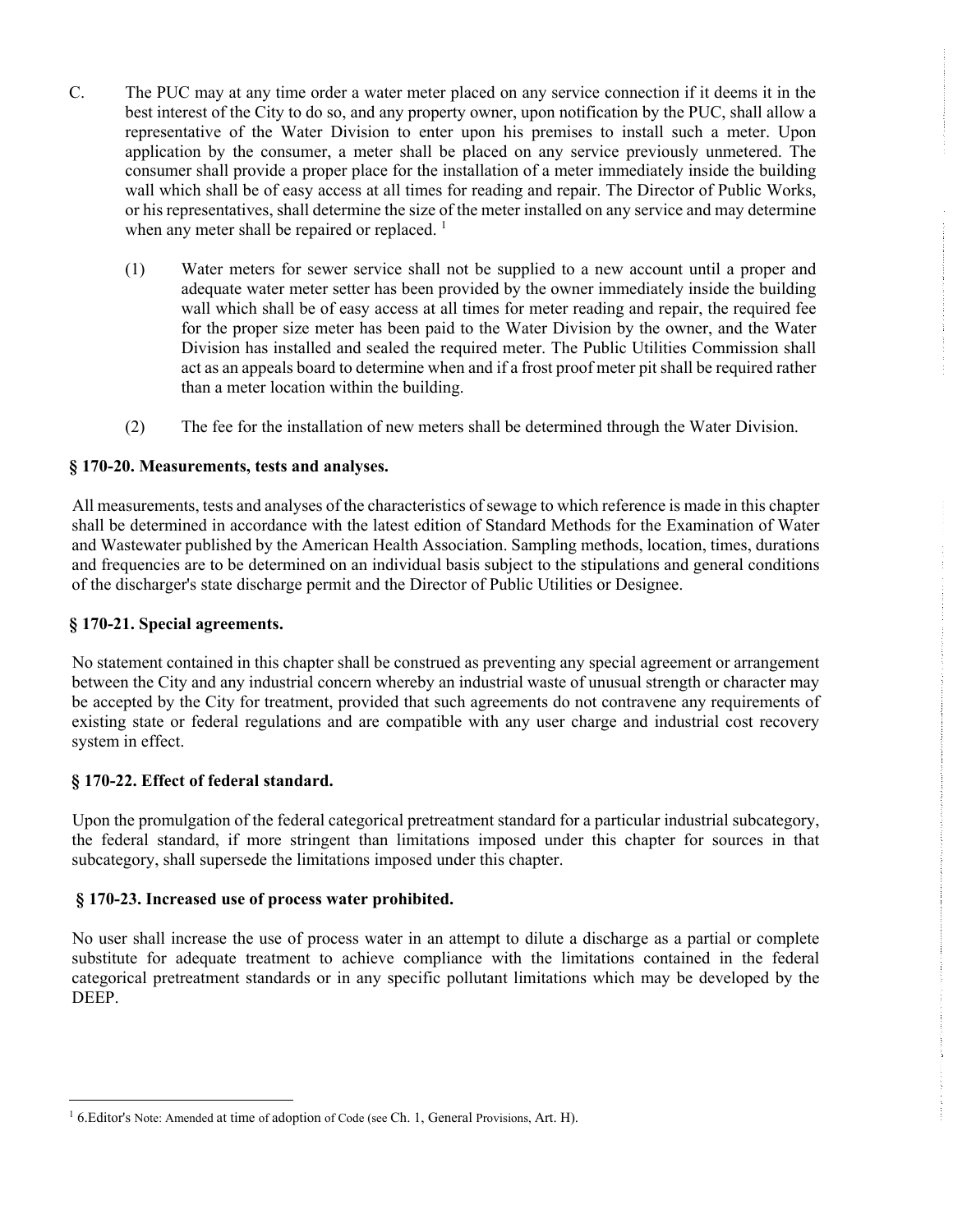C. The PUC may at any time order a water meter placed on any service connection if it deems it in the best interest of the City to do so, and any property owner, upon notification by the PUC, shall allow a representative of the Water Division to enter upon his premises to install such a meter. Upon application by the consumer, a meter shall be placed on any service previously unmetered. The consumer shall provide a proper place for the installation of a meter immediately inside the building wall which shall be of easy access at all times for reading and repair. The Director of Public Works, or his representatives, shall determine the size of the meter installed on any service and may determine when any meter shall be repaired or replaced. [1]

(1) Water meters for sewer service shall not be supplied to a new account until a proper and adequate water meter setter has been provided by the owner immediately inside the building wall which shall be of easy access at all times for meter reading and repair, the required fee for the proper size meter has been paid to the Water Division by the owner, and the Water Division has installed and sealed the required meter. The Public Utilities Commission shall act as an appeals board to determine when and if a frost proof meter pit shall be required rather than a meter location within the building.

(2) The fee for the installation of new meters shall be determined through the Water Division.

### § 170-20. Measurements, tests and analyses.

All measurements, tests and analyses of the characteristics of sewage to which reference is made in this chapter shall be determined in accordance with the latest edition of Standard Methods for the Examination of Water and Wastewater published by the American Health Association. Sampling methods, location, times, durations and frequencies are to be determined on an individual basis subject to the stipulations and general conditions of the discharger's state discharge permit and the Director of Public Utilities or Designee.

### § 170-21. Special agreements.

No statement contained in this chapter shall be construed as preventing any special agreement or arrangement between the City and any industrial concern whereby an industrial waste of unusual strength or character may be accepted by the City for treatment, provided that such agreements do not contravene any requirements of existing state or federal regulations and are compatible with any user charge and industrial cost recovery system in effect.

### § 170-22. Effect of federal standard.

Upon the promulgation of the federal categorical pretreatment standard for a particular industrial subcategory, the federal standard, if more stringent than limitations imposed under this chapter for sources in that subcategory, shall supersede the limitations imposed under this chapter.

### § 170-23. Increased use of process water prohibited.

No user shall increase the use of process water in an attempt to dilute a discharge as a partial or complete substitute for adequate treatment to achieve compliance with the limitations contained in the federal categorical pretreatment standards or in any specific pollutant limitations which may be developed by the DEEP.

---

[1] 6.Editor's Note: Amended at time of adoption of Code (see Ch. 1, General Provisions, Art. H).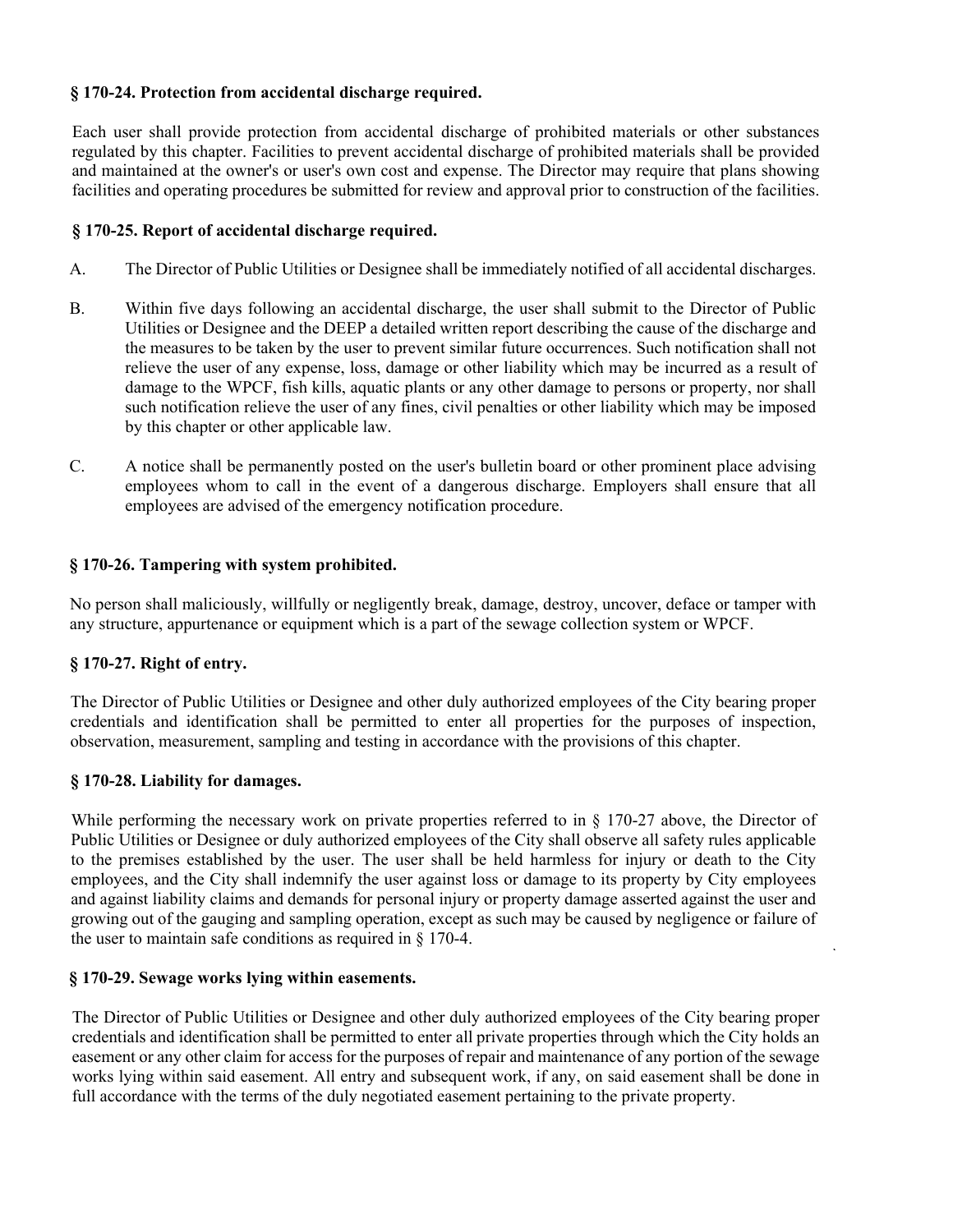### § 170-24. Protection from accidental discharge required.

Each user shall provide protection from accidental discharge of prohibited materials or other substances regulated by this chapter. Facilities to prevent accidental discharge of prohibited materials shall be provided and maintained at the owner's or user's own cost and expense. The Director may require that plans showing facilities and operating procedures be submitted for review and approval prior to construction of the facilities.

### § 170-25. Report of accidental discharge required.

A. The Director of Public Utilities or Designee shall be immediately notified of all accidental discharges.

B. Within five days following an accidental discharge, the user shall submit to the Director of Public Utilities or Designee and the DEEP a detailed written report describing the cause of the discharge and the measures to be taken by the user to prevent similar future occurrences. Such notification shall not relieve the user of any expense, loss, damage or other liability which may be incurred as a result of damage to the WPCF, fish kills, aquatic plants or any other damage to persons or property, nor shall such notification relieve the user of any fines, civil penalties or other liability which may be imposed by this chapter or other applicable law.

C. A notice shall be permanently posted on the user's bulletin board or other prominent place advising employees whom to call in the event of a dangerous discharge. Employers shall ensure that all employees are advised of the emergency notification procedure.

### § 170-26. Tampering with system prohibited.

No person shall maliciously, willfully or negligently break, damage, destroy, uncover, deface or tamper with any structure, appurtenance or equipment which is a part of the sewage collection system or WPCF.

### § 170-27. Right of entry.

The Director of Public Utilities or Designee and other duly authorized employees of the City bearing proper credentials and identification shall be permitted to enter all properties for the purposes of inspection, observation, measurement, sampling and testing in accordance with the provisions of this chapter.

### § 170-28. Liability for damages.

While performing the necessary work on private properties referred to in § 170-27 above, the Director of Public Utilities or Designee or duly authorized employees of the City shall observe all safety rules applicable to the premises established by the user. The user shall be held harmless for injury or death to the City employees, and the City shall indemnify the user against loss or damage to its property by City employees and against liability claims and demands for personal injury or property damage asserted against the user and growing out of the gauging and sampling operation, except as such may be caused by negligence or failure of the user to maintain safe conditions as required in § 170-4.

### § 170-29. Sewage works lying within easements.

The Director of Public Utilities or Designee and other duly authorized employees of the City bearing proper credentials and identification shall be permitted to enter all private properties through which the City holds an easement or any other claim for access for the purposes of repair and maintenance of any portion of the sewage works lying within said easement. All entry and subsequent work, if any, on said easement shall be done in full accordance with the terms of the duly negotiated easement pertaining to the private property.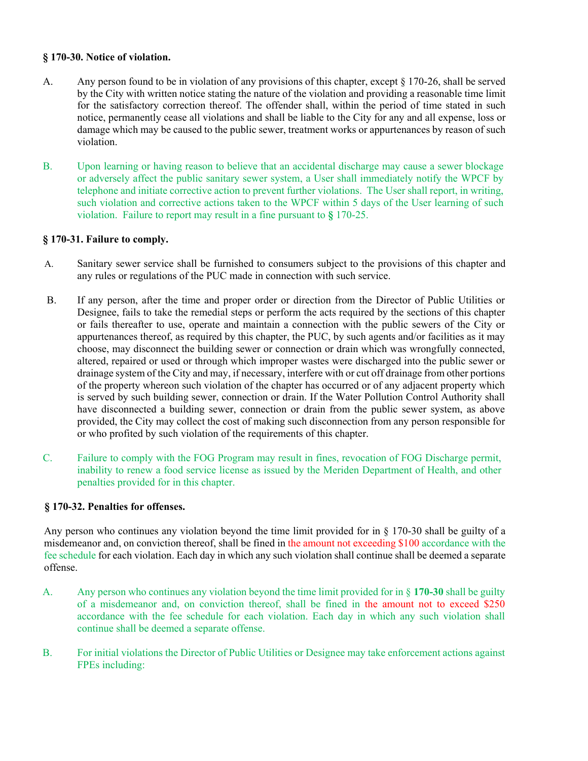### § 170-30. Notice of violation.

A. Any person found to be in violation of any provisions of this chapter, except § 170-26, shall be served by the City with written notice stating the nature of the violation and providing a reasonable time limit for the satisfactory correction thereof. The offender shall, within the period of time stated in such notice, permanently cease all violations and shall be liable to the City for any and all expense, loss or damage which may be caused to the public sewer, treatment works or appurtenances by reason of such violation.

B. Upon learning or having reason to believe that an accidental discharge may cause a sewer blockage or adversely affect the public sanitary sewer system, a User shall immediately notify the WPCF by telephone and initiate corrective action to prevent further violations. The User shall report, in writing, such violation and corrective actions taken to the WPCF within 5 days of the User learning of such violation. Failure to report may result in a fine pursuant to **§** 170-25.

### § 170-31. Failure to comply.

A. Sanitary sewer service shall be furnished to consumers subject to the provisions of this chapter and any rules or regulations of the PUC made in connection with such service.

B. If any person, after the time and proper order or direction from the Director of Public Utilities or Designee, fails to take the remedial steps or perform the acts required by the sections of this chapter or fails thereafter to use, operate and maintain a connection with the public sewers of the City or appurtenances thereof, as required by this chapter, the PUC, by such agents and/or facilities as it may choose, may disconnect the building sewer or connection or drain which was wrongfully connected, altered, repaired or used or through which improper wastes were discharged into the public sewer or drainage system of the City and may, if necessary, interfere with or cut off drainage from other portions of the property whereon such violation of the chapter has occurred or of any adjacent property which is served by such building sewer, connection or drain. If the Water Pollution Control Authority shall have disconnected a building sewer, connection or drain from the public sewer system, as above provided, the City may collect the cost of making such disconnection from any person responsible for or who profited by such violation of the requirements of this chapter.

C. Failure to comply with the FOG Program may result in fines, revocation of FOG Discharge permit, inability to renew a food service license as issued by the Meriden Department of Health, and other penalties provided for in this chapter.

### § 170-32. Penalties for offenses.

Any person who continues any violation beyond the time limit provided for in § 170-30 shall be guilty of a misdemeanor and, on conviction thereof, shall be fined in the amount not exceeding $100 accordance with the fee schedule for each violation. Each day in which any such violation shall continue shall be deemed a separate offense.

A. Any person who continues any violation beyond the time limit provided for in § **170-30** shall be guilty of a misdemeanor and, on conviction thereof, shall be fined in the amount not to exceed $250 accordance with the fee schedule for each violation. Each day in which any such violation shall continue shall be deemed a separate offense.

B. For initial violations the Director of Public Utilities or Designee may take enforcement actions against FPEs including: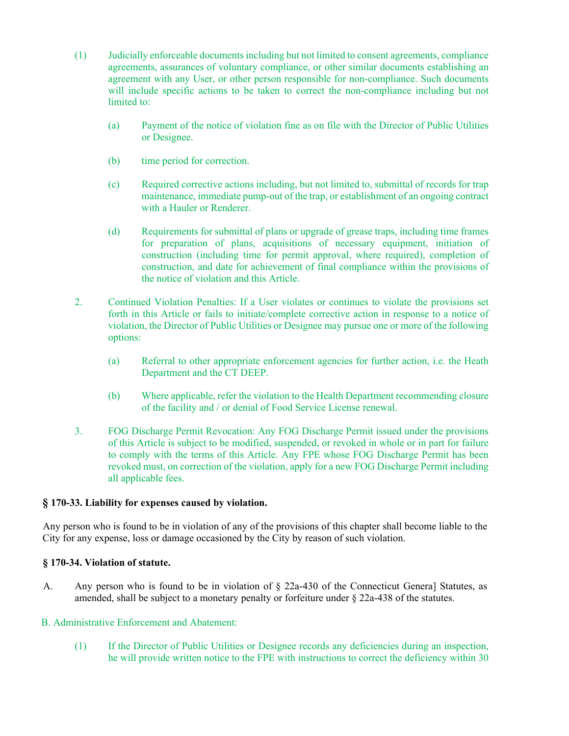(1) Judicially enforceable documents including but not limited to consent agreements, compliance agreements, assurances of voluntary compliance, or other similar documents establishing an agreement with any User, or other person responsible for non-compliance. Such documents will include specific actions to be taken to correct the non-compliance including but not limited to:

    (a) Payment of the notice of violation fine as on file with the Director of Public Utilities or Designee.

    (b) time period for correction.

    (c) Required corrective actions including, but not limited to, submittal of records for trap maintenance, immediate pump-out of the trap, or establishment of an ongoing contract with a Hauler or Renderer.

    (d) Requirements for submittal of plans or upgrade of grease traps, including time frames for preparation of plans, acquisitions of necessary equipment, initiation of construction (including time for permit approval, where required), completion of construction, and date for achievement of final compliance within the provisions of the notice of violation and this Article.

2. Continued Violation Penalties: If a User violates or continues to violate the provisions set forth in this Article or fails to initiate/complete corrective action in response to a notice of violation, the Director of Public Utilities or Designee may pursue one or more of the following options:

    (a) Referral to other appropriate enforcement agencies for further action, i.e. the Heath Department and the CT DEEP.

    (b) Where applicable, refer the violation to the Health Department recommending closure of the facility and / or denial of Food Service License renewal.

3. FOG Discharge Permit Revocation: Any FOG Discharge Permit issued under the provisions of this Article is subject to be modified, suspended, or revoked in whole or in part for failure to comply with the terms of this Article. Any FPE whose FOG Discharge Permit has been revoked must, on correction of the violation, apply for a new FOG Discharge Permit including all applicable fees.

**§ 170-33. Liability for expenses caused by violation.**

Any person who is found to be in violation of any of the provisions of this chapter shall become liable to the City for any expense, loss or damage occasioned by the City by reason of such violation.

**§ 170-34. Violation of statute.**

A. Any person who is found to be in violation of § 22a-430 of the Connecticut Genera] Statutes, as amended, shall be subject to a monetary penalty or forfeiture under § 22a-438 of the statutes.

B. Administrative Enforcement and Abatement:

(1) If the Director of Public Utilities or Designee records any deficiencies during an inspection, he will provide written notice to the FPE with instructions to correct the deficiency within 30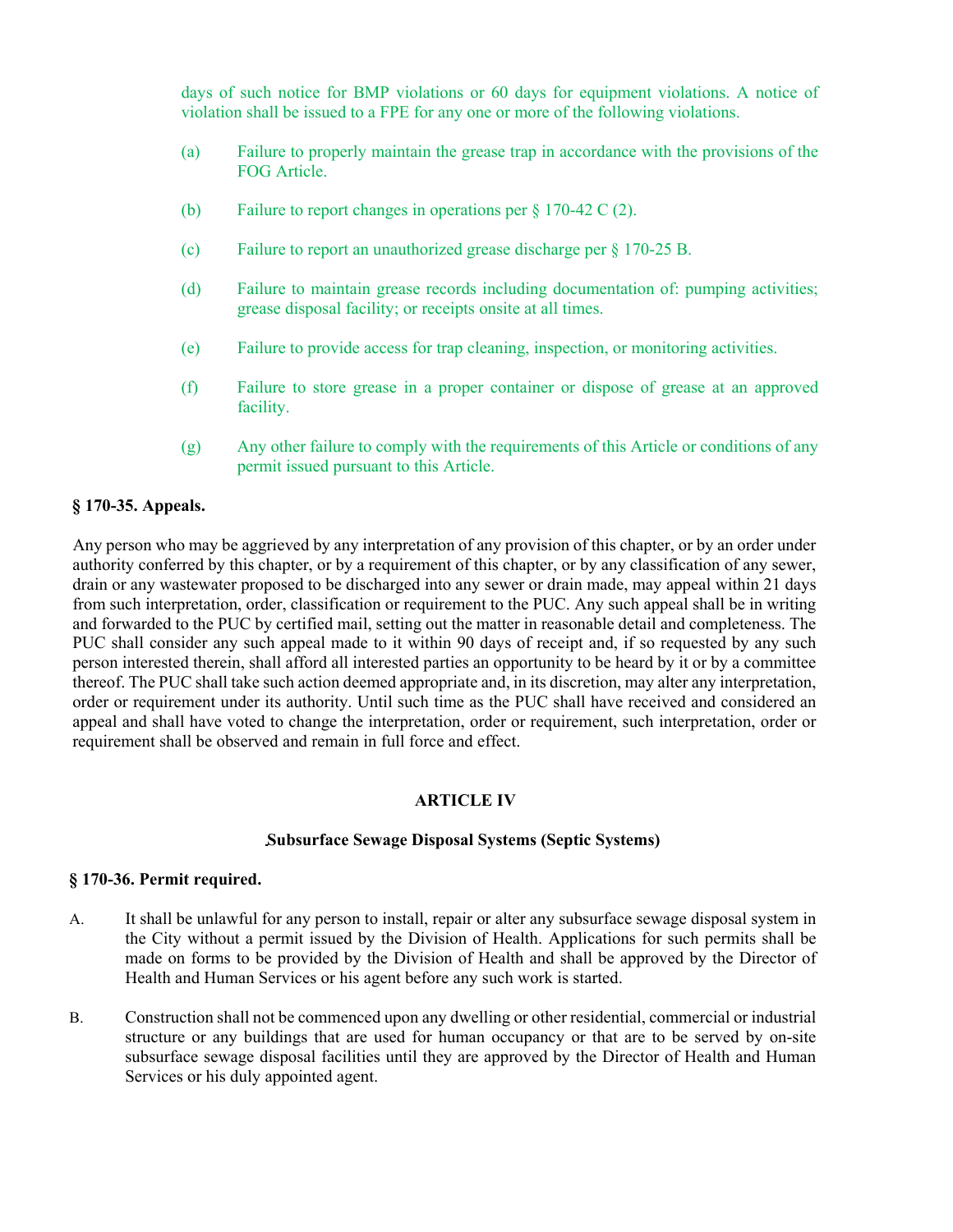days of such notice for BMP violations or 60 days for equipment violations. A notice of violation shall be issued to a FPE for any one or more of the following violations.

(a) Failure to properly maintain the grease trap in accordance with the provisions of the FOG Article.

(b) Failure to report changes in operations per § 170-42 C (2).

(c) Failure to report an unauthorized grease discharge per § 170-25 B.

(d) Failure to maintain grease records including documentation of: pumping activities; grease disposal facility; or receipts onsite at all times.

(e) Failure to provide access for trap cleaning, inspection, or monitoring activities.

(f) Failure to store grease in a proper container or dispose of grease at an approved facility.

(g) Any other failure to comply with the requirements of this Article or conditions of any permit issued pursuant to this Article.

### § 170-35. Appeals.

Any person who may be aggrieved by any interpretation of any provision of this chapter, or by an order under authority conferred by this chapter, or by a requirement of this chapter, or by any classification of any sewer, drain or any wastewater proposed to be discharged into any sewer or drain made, may appeal within 21 days from such interpretation, order, classification or requirement to the PUC. Any such appeal shall be in writing and forwarded to the PUC by certified mail, setting out the matter in reasonable detail and completeness. The PUC shall consider any such appeal made to it within 90 days of receipt and, if so requested by any such person interested therein, shall afford all interested parties an opportunity to be heard by it or by a committee thereof. The PUC shall take such action deemed appropriate and, in its discretion, may alter any interpretation, order or requirement under its authority. Until such time as the PUC shall have received and considered an appeal and shall have voted to change the interpretation, order or requirement, such interpretation, order or requirement shall be observed and remain in full force and effect.

## ARTICLE IV

## Subsurface Sewage Disposal Systems (Septic Systems)

### § 170-36. Permit required.

A. It shall be unlawful for any person to install, repair or alter any subsurface sewage disposal system in the City without a permit issued by the Division of Health. Applications for such permits shall be made on forms to be provided by the Division of Health and shall be approved by the Director of Health and Human Services or his agent before any such work is started.

B. Construction shall not be commenced upon any dwelling or other residential, commercial or industrial structure or any buildings that are used for human occupancy or that are to be served by on-site subsurface sewage disposal facilities until they are approved by the Director of Health and Human Services or his duly appointed agent.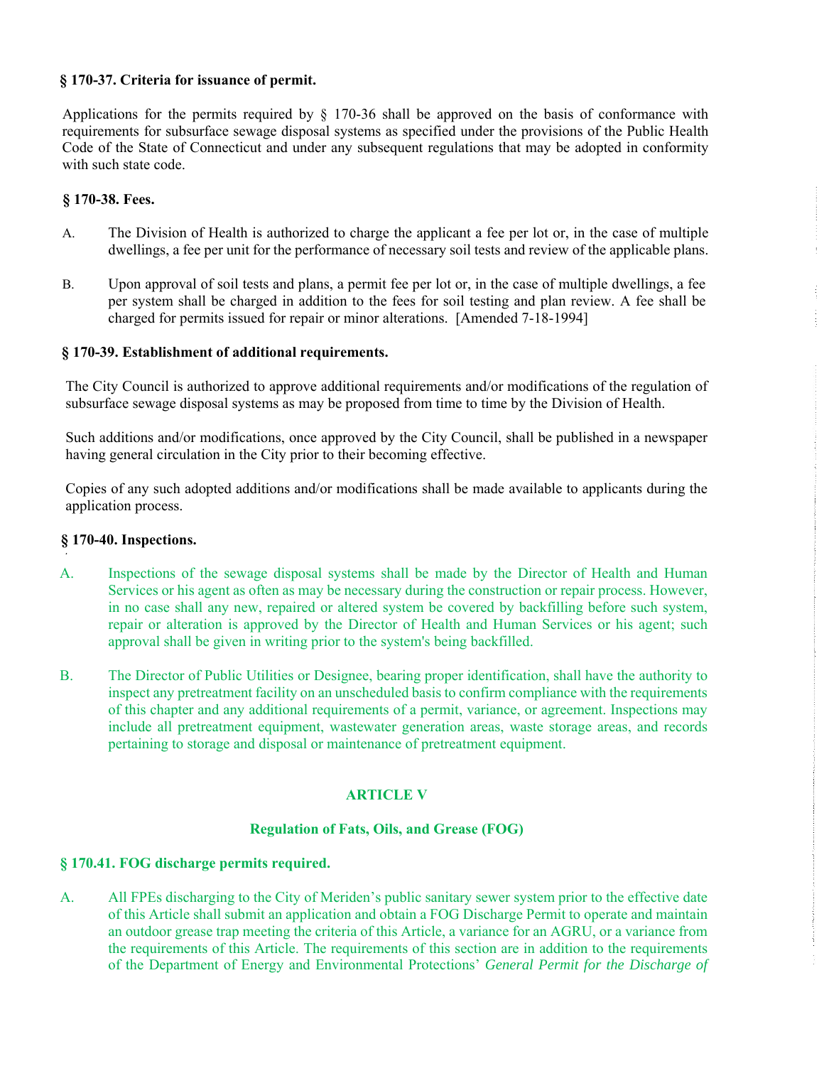### § 170-37. Criteria for issuance of permit.

Applications for the permits required by § 170-36 shall be approved on the basis of conformance with requirements for subsurface sewage disposal systems as specified under the provisions of the Public Health Code of the State of Connecticut and under any subsequent regulations that may be adopted in conformity with such state code.

### § 170-38. Fees.

A. The Division of Health is authorized to charge the applicant a fee per lot or, in the case of multiple dwellings, a fee per unit for the performance of necessary soil tests and review of the applicable plans.

B. Upon approval of soil tests and plans, a permit fee per lot or, in the case of multiple dwellings, a fee per system shall be charged in addition to the fees for soil testing and plan review. A fee shall be charged for permits issued for repair or minor alterations. [Amended 7-18-1994]

### § 170-39. Establishment of additional requirements.

The City Council is authorized to approve additional requirements and/or modifications of the regulation of subsurface sewage disposal systems as may be proposed from time to time by the Division of Health.

Such additions and/or modifications, once approved by the City Council, shall be published in a newspaper having general circulation in the City prior to their becoming effective.

Copies of any such adopted additions and/or modifications shall be made available to applicants during the application process.

### § 170-40. Inspections.

A. Inspections of the sewage disposal systems shall be made by the Director of Health and Human Services or his agent as often as may be necessary during the construction or repair process. However, in no case shall any new, repaired or altered system be covered by backfilling before such system, repair or alteration is approved by the Director of Health and Human Services or his agent; such approval shall be given in writing prior to the system's being backfilled.

B. The Director of Public Utilities or Designee, bearing proper identification, shall have the authority to inspect any pretreatment facility on an unscheduled basis to confirm compliance with the requirements of this chapter and any additional requirements of a permit, variance, or agreement. Inspections may include all pretreatment equipment, wastewater generation areas, waste storage areas, and records pertaining to storage and disposal or maintenance of pretreatment equipment.

## ARTICLE V

## Regulation of Fats, Oils, and Grease (FOG)

### § 170.41. FOG discharge permits required.

A. All FPEs discharging to the City of Meriden's public sanitary sewer system prior to the effective date of this Article shall submit an application and obtain a FOG Discharge Permit to operate and maintain an outdoor grease trap meeting the criteria of this Article, a variance for an AGRU, or a variance from the requirements of this Article. The requirements of this section are in addition to the requirements of the Department of Energy and Environmental Protections' *General Permit for the Discharge of*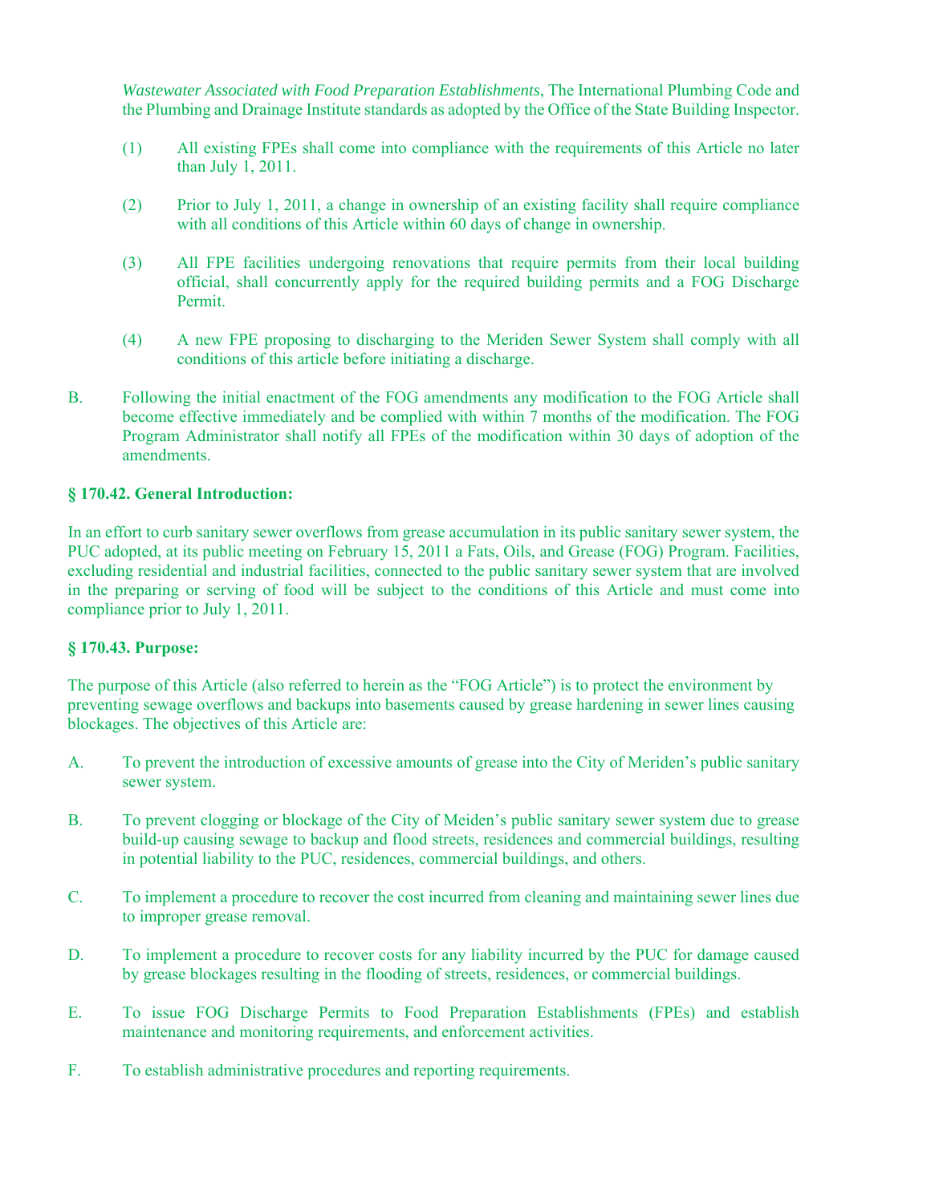*Wastewater Associated with Food Preparation Establishments*, The International Plumbing Code and the Plumbing and Drainage Institute standards as adopted by the Office of the State Building Inspector.

(1) All existing FPEs shall come into compliance with the requirements of this Article no later than July 1, 2011.

(2) Prior to July 1, 2011, a change in ownership of an existing facility shall require compliance with all conditions of this Article within 60 days of change in ownership.

(3) All FPE facilities undergoing renovations that require permits from their local building official, shall concurrently apply for the required building permits and a FOG Discharge Permit.

(4) A new FPE proposing to discharging to the Meriden Sewer System shall comply with all conditions of this article before initiating a discharge.

B. Following the initial enactment of the FOG amendments any modification to the FOG Article shall become effective immediately and be complied with within 7 months of the modification. The FOG Program Administrator shall notify all FPEs of the modification within 30 days of adoption of the amendments.

**§ 170.42. General Introduction:**

In an effort to curb sanitary sewer overflows from grease accumulation in its public sanitary sewer system, the PUC adopted, at its public meeting on February 15, 2011 a Fats, Oils, and Grease (FOG) Program. Facilities, excluding residential and industrial facilities, connected to the public sanitary sewer system that are involved in the preparing or serving of food will be subject to the conditions of this Article and must come into compliance prior to July 1, 2011.

**§ 170.43. Purpose:**

The purpose of this Article (also referred to herein as the "FOG Article") is to protect the environment by preventing sewage overflows and backups into basements caused by grease hardening in sewer lines causing blockages. The objectives of this Article are:

A. To prevent the introduction of excessive amounts of grease into the City of Meriden's public sanitary sewer system.

B. To prevent clogging or blockage of the City of Meiden's public sanitary sewer system due to grease build-up causing sewage to backup and flood streets, residences and commercial buildings, resulting in potential liability to the PUC, residences, commercial buildings, and others.

C. To implement a procedure to recover the cost incurred from cleaning and maintaining sewer lines due to improper grease removal.

D. To implement a procedure to recover costs for any liability incurred by the PUC for damage caused by grease blockages resulting in the flooding of streets, residences, or commercial buildings.

E. To issue FOG Discharge Permits to Food Preparation Establishments (FPEs) and establish maintenance and monitoring requirements, and enforcement activities.

F. To establish administrative procedures and reporting requirements.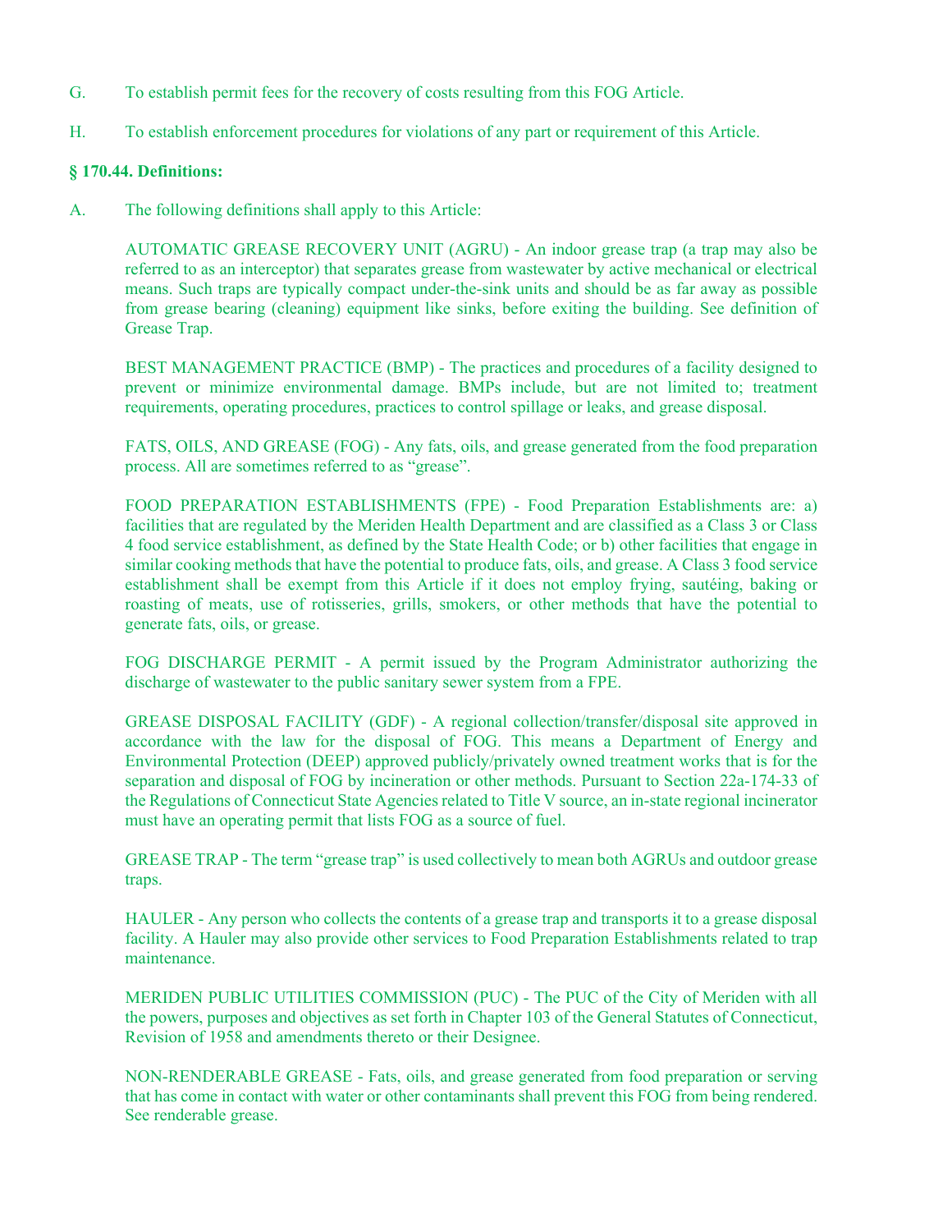G. To establish permit fees for the recovery of costs resulting from this FOG Article.

H. To establish enforcement procedures for violations of any part or requirement of this Article.

**§ 170.44. Definitions:**

A. The following definitions shall apply to this Article:

AUTOMATIC GREASE RECOVERY UNIT (AGRU) - An indoor grease trap (a trap may also be referred to as an interceptor) that separates grease from wastewater by active mechanical or electrical means. Such traps are typically compact under-the-sink units and should be as far away as possible from grease bearing (cleaning) equipment like sinks, before exiting the building. See definition of Grease Trap.

BEST MANAGEMENT PRACTICE (BMP) - The practices and procedures of a facility designed to prevent or minimize environmental damage. BMPs include, but are not limited to; treatment requirements, operating procedures, practices to control spillage or leaks, and grease disposal.

FATS, OILS, AND GREASE (FOG) - Any fats, oils, and grease generated from the food preparation process. All are sometimes referred to as "grease".

FOOD PREPARATION ESTABLISHMENTS (FPE) - Food Preparation Establishments are: a) facilities that are regulated by the Meriden Health Department and are classified as a Class 3 or Class 4 food service establishment, as defined by the State Health Code; or b) other facilities that engage in similar cooking methods that have the potential to produce fats, oils, and grease. A Class 3 food service establishment shall be exempt from this Article if it does not employ frying, sautéing, baking or roasting of meats, use of rotisseries, grills, smokers, or other methods that have the potential to generate fats, oils, or grease.

FOG DISCHARGE PERMIT - A permit issued by the Program Administrator authorizing the discharge of wastewater to the public sanitary sewer system from a FPE.

GREASE DISPOSAL FACILITY (GDF) - A regional collection/transfer/disposal site approved in accordance with the law for the disposal of FOG. This means a Department of Energy and Environmental Protection (DEEP) approved publicly/privately owned treatment works that is for the separation and disposal of FOG by incineration or other methods. Pursuant to Section 22a-174-33 of the Regulations of Connecticut State Agencies related to Title V source, an in-state regional incinerator must have an operating permit that lists FOG as a source of fuel.

GREASE TRAP - The term "grease trap" is used collectively to mean both AGRUs and outdoor grease traps.

HAULER - Any person who collects the contents of a grease trap and transports it to a grease disposal facility. A Hauler may also provide other services to Food Preparation Establishments related to trap maintenance.

MERIDEN PUBLIC UTILITIES COMMISSION (PUC) - The PUC of the City of Meriden with all the powers, purposes and objectives as set forth in Chapter 103 of the General Statutes of Connecticut, Revision of 1958 and amendments thereto or their Designee.

NON-RENDERABLE GREASE - Fats, oils, and grease generated from food preparation or serving that has come in contact with water or other contaminants shall prevent this FOG from being rendered. See renderable grease.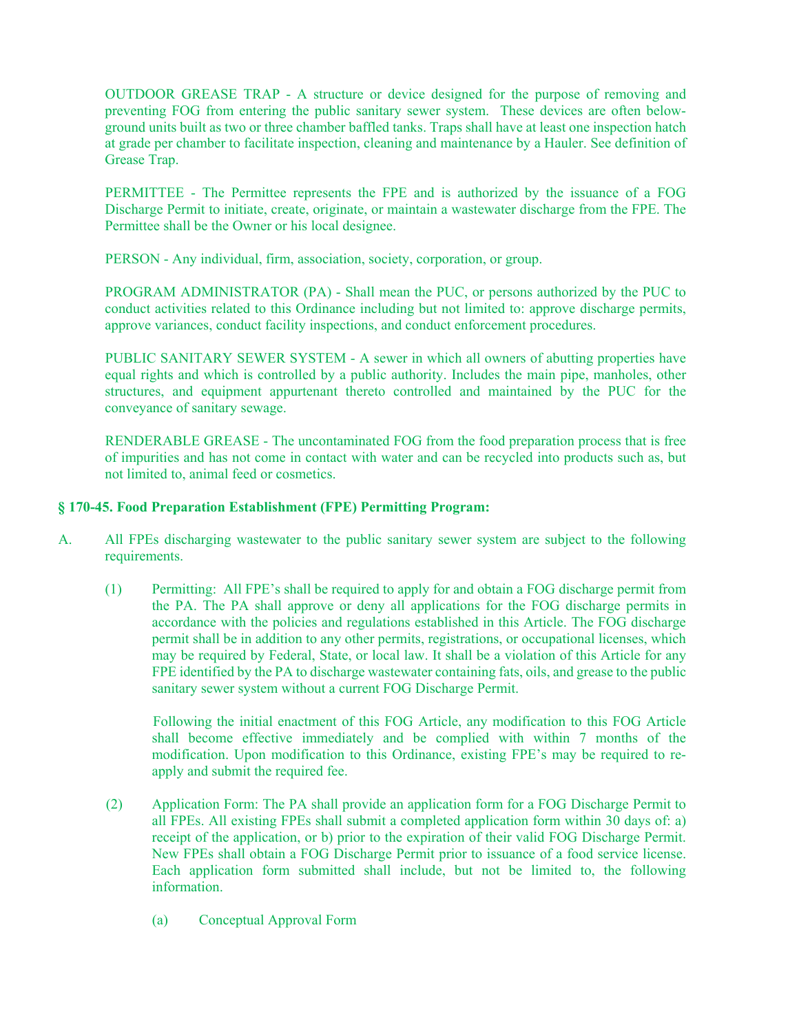OUTDOOR GREASE TRAP - A structure or device designed for the purpose of removing and preventing FOG from entering the public sanitary sewer system. These devices are often below-ground units built as two or three chamber baffled tanks. Traps shall have at least one inspection hatch at grade per chamber to facilitate inspection, cleaning and maintenance by a Hauler. See definition of Grease Trap.

PERMITTEE - The Permittee represents the FPE and is authorized by the issuance of a FOG Discharge Permit to initiate, create, originate, or maintain a wastewater discharge from the FPE. The Permittee shall be the Owner or his local designee.

PERSON - Any individual, firm, association, society, corporation, or group.

PROGRAM ADMINISTRATOR (PA) - Shall mean the PUC, or persons authorized by the PUC to conduct activities related to this Ordinance including but not limited to: approve discharge permits, approve variances, conduct facility inspections, and conduct enforcement procedures.

PUBLIC SANITARY SEWER SYSTEM - A sewer in which all owners of abutting properties have equal rights and which is controlled by a public authority. Includes the main pipe, manholes, other structures, and equipment appurtenant thereto controlled and maintained by the PUC for the conveyance of sanitary sewage.

RENDERABLE GREASE - The uncontaminated FOG from the food preparation process that is free of impurities and has not come in contact with water and can be recycled into products such as, but not limited to, animal feed or cosmetics.

**§ 170-45. Food Preparation Establishment (FPE) Permitting Program:**

A. All FPEs discharging wastewater to the public sanitary sewer system are subject to the following requirements.

(1) Permitting: All FPE's shall be required to apply for and obtain a FOG discharge permit from the PA. The PA shall approve or deny all applications for the FOG discharge permits in accordance with the policies and regulations established in this Article. The FOG discharge permit shall be in addition to any other permits, registrations, or occupational licenses, which may be required by Federal, State, or local law. It shall be a violation of this Article for any FPE identified by the PA to discharge wastewater containing fats, oils, and grease to the public sanitary sewer system without a current FOG Discharge Permit.

Following the initial enactment of this FOG Article, any modification to this FOG Article shall become effective immediately and be complied with within 7 months of the modification. Upon modification to this Ordinance, existing FPE's may be required to re-apply and submit the required fee.

(2) Application Form: The PA shall provide an application form for a FOG Discharge Permit to all FPEs. All existing FPEs shall submit a completed application form within 30 days of: a) receipt of the application, or b) prior to the expiration of their valid FOG Discharge Permit. New FPEs shall obtain a FOG Discharge Permit prior to issuance of a food service license. Each application form submitted shall include, but not be limited to, the following information.

(a) Conceptual Approval Form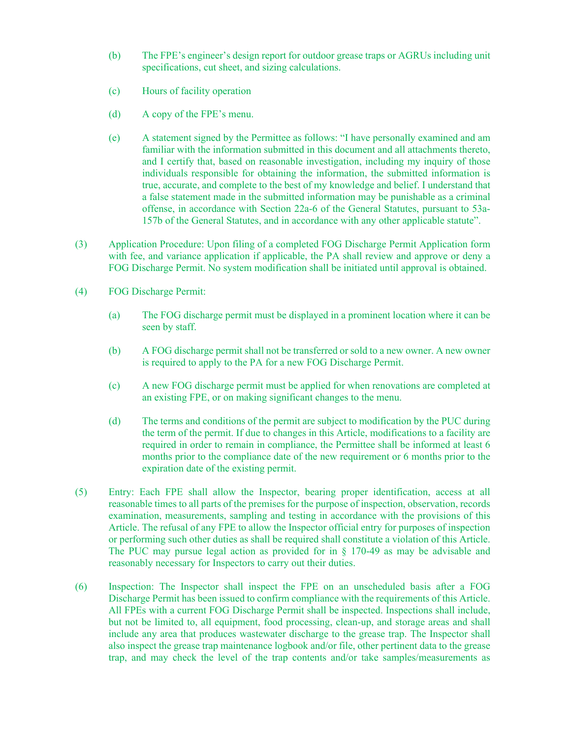(b) The FPE's engineer's design report for outdoor grease traps or AGRUs including unit specifications, cut sheet, and sizing calculations.

(c) Hours of facility operation

(d) A copy of the FPE's menu.

(e) A statement signed by the Permittee as follows: "I have personally examined and am familiar with the information submitted in this document and all attachments thereto, and I certify that, based on reasonable investigation, including my inquiry of those individuals responsible for obtaining the information, the submitted information is true, accurate, and complete to the best of my knowledge and belief. I understand that a false statement made in the submitted information may be punishable as a criminal offense, in accordance with Section 22a-6 of the General Statutes, pursuant to 53a-157b of the General Statutes, and in accordance with any other applicable statute".

(3) Application Procedure: Upon filing of a completed FOG Discharge Permit Application form with fee, and variance application if applicable, the PA shall review and approve or deny a FOG Discharge Permit. No system modification shall be initiated until approval is obtained.

(4) FOG Discharge Permit:

(a) The FOG discharge permit must be displayed in a prominent location where it can be seen by staff.

(b) A FOG discharge permit shall not be transferred or sold to a new owner. A new owner is required to apply to the PA for a new FOG Discharge Permit.

(c) A new FOG discharge permit must be applied for when renovations are completed at an existing FPE, or on making significant changes to the menu.

(d) The terms and conditions of the permit are subject to modification by the PUC during the term of the permit. If due to changes in this Article, modifications to a facility are required in order to remain in compliance, the Permittee shall be informed at least 6 months prior to the compliance date of the new requirement or 6 months prior to the expiration date of the existing permit.

(5) Entry: Each FPE shall allow the Inspector, bearing proper identification, access at all reasonable times to all parts of the premises for the purpose of inspection, observation, records examination, measurements, sampling and testing in accordance with the provisions of this Article. The refusal of any FPE to allow the Inspector official entry for purposes of inspection or performing such other duties as shall be required shall constitute a violation of this Article. The PUC may pursue legal action as provided for in § 170-49 as may be advisable and reasonably necessary for Inspectors to carry out their duties.

(6) Inspection: The Inspector shall inspect the FPE on an unscheduled basis after a FOG Discharge Permit has been issued to confirm compliance with the requirements of this Article. All FPEs with a current FOG Discharge Permit shall be inspected. Inspections shall include, but not be limited to, all equipment, food processing, clean-up, and storage areas and shall include any area that produces wastewater discharge to the grease trap. The Inspector shall also inspect the grease trap maintenance logbook and/or file, other pertinent data to the grease trap, and may check the level of the trap contents and/or take samples/measurements as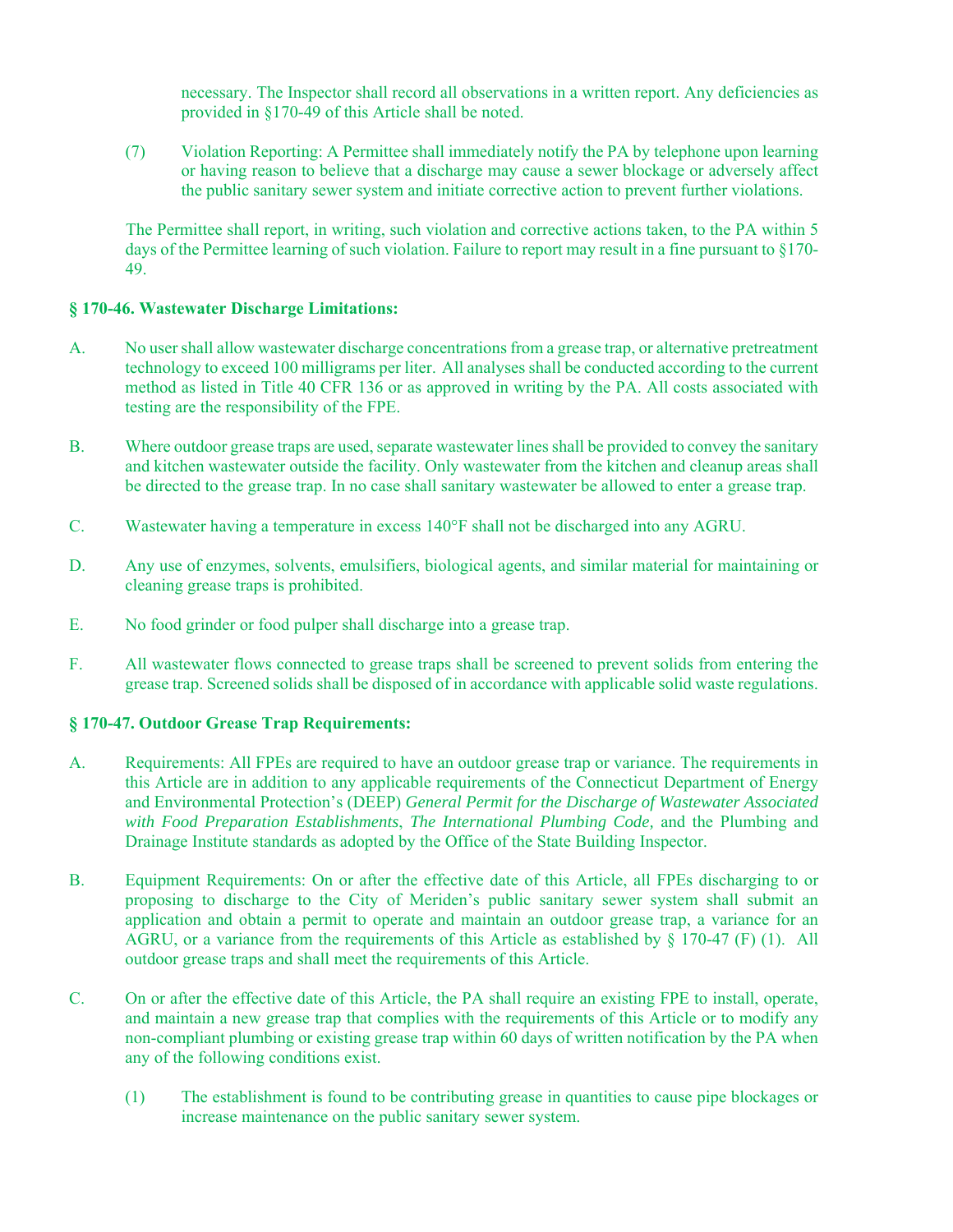necessary. The Inspector shall record all observations in a written report. Any deficiencies as provided in §170-49 of this Article shall be noted.

(7) Violation Reporting: A Permittee shall immediately notify the PA by telephone upon learning or having reason to believe that a discharge may cause a sewer blockage or adversely affect the public sanitary sewer system and initiate corrective action to prevent further violations.

The Permittee shall report, in writing, such violation and corrective actions taken, to the PA within 5 days of the Permittee learning of such violation. Failure to report may result in a fine pursuant to §170-49.

**§ 170-46. Wastewater Discharge Limitations:**

A. No user shall allow wastewater discharge concentrations from a grease trap, or alternative pretreatment technology to exceed 100 milligrams per liter. All analyses shall be conducted according to the current method as listed in Title 40 CFR 136 or as approved in writing by the PA. All costs associated with testing are the responsibility of the FPE.

B. Where outdoor grease traps are used, separate wastewater lines shall be provided to convey the sanitary and kitchen wastewater outside the facility. Only wastewater from the kitchen and cleanup areas shall be directed to the grease trap. In no case shall sanitary wastewater be allowed to enter a grease trap.

C. Wastewater having a temperature in excess 140°F shall not be discharged into any AGRU.

D. Any use of enzymes, solvents, emulsifiers, biological agents, and similar material for maintaining or cleaning grease traps is prohibited.

E. No food grinder or food pulper shall discharge into a grease trap.

F. All wastewater flows connected to grease traps shall be screened to prevent solids from entering the grease trap. Screened solids shall be disposed of in accordance with applicable solid waste regulations.

**§ 170-47. Outdoor Grease Trap Requirements:**

A. Requirements: All FPEs are required to have an outdoor grease trap or variance. The requirements in this Article are in addition to any applicable requirements of the Connecticut Department of Energy and Environmental Protection's (DEEP) *General Permit for the Discharge of Wastewater Associated with Food Preparation Establishments*, *The International Plumbing Code,* and the Plumbing and Drainage Institute standards as adopted by the Office of the State Building Inspector.

B. Equipment Requirements: On or after the effective date of this Article, all FPEs discharging to or proposing to discharge to the City of Meriden's public sanitary sewer system shall submit an application and obtain a permit to operate and maintain an outdoor grease trap, a variance for an AGRU, or a variance from the requirements of this Article as established by § 170-47 (F) (1). All outdoor grease traps and shall meet the requirements of this Article.

C. On or after the effective date of this Article, the PA shall require an existing FPE to install, operate, and maintain a new grease trap that complies with the requirements of this Article or to modify any non-compliant plumbing or existing grease trap within 60 days of written notification by the PA when any of the following conditions exist.

(1) The establishment is found to be contributing grease in quantities to cause pipe blockages or increase maintenance on the public sanitary sewer system.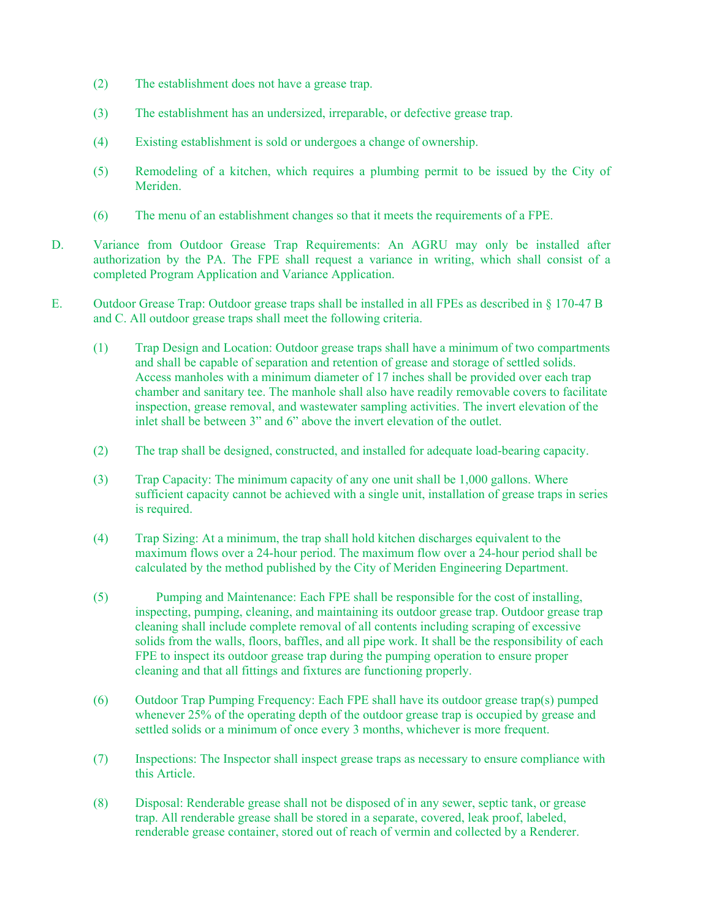(2) The establishment does not have a grease trap.

(3) The establishment has an undersized, irreparable, or defective grease trap.

(4) Existing establishment is sold or undergoes a change of ownership.

(5) Remodeling of a kitchen, which requires a plumbing permit to be issued by the City of Meriden.

(6) The menu of an establishment changes so that it meets the requirements of a FPE.

D. Variance from Outdoor Grease Trap Requirements: An AGRU may only be installed after authorization by the PA. The FPE shall request a variance in writing, which shall consist of a completed Program Application and Variance Application.

E. Outdoor Grease Trap: Outdoor grease traps shall be installed in all FPEs as described in § 170-47 B and C. All outdoor grease traps shall meet the following criteria.

(1) Trap Design and Location: Outdoor grease traps shall have a minimum of two compartments and shall be capable of separation and retention of grease and storage of settled solids. Access manholes with a minimum diameter of 17 inches shall be provided over each trap chamber and sanitary tee. The manhole shall also have readily removable covers to facilitate inspection, grease removal, and wastewater sampling activities. The invert elevation of the inlet shall be between 3" and 6" above the invert elevation of the outlet.

(2) The trap shall be designed, constructed, and installed for adequate load-bearing capacity.

(3) Trap Capacity: The minimum capacity of any one unit shall be 1,000 gallons. Where sufficient capacity cannot be achieved with a single unit, installation of grease traps in series is required.

(4) Trap Sizing: At a minimum, the trap shall hold kitchen discharges equivalent to the maximum flows over a 24-hour period. The maximum flow over a 24-hour period shall be calculated by the method published by the City of Meriden Engineering Department.

(5) Pumping and Maintenance: Each FPE shall be responsible for the cost of installing, inspecting, pumping, cleaning, and maintaining its outdoor grease trap. Outdoor grease trap cleaning shall include complete removal of all contents including scraping of excessive solids from the walls, floors, baffles, and all pipe work. It shall be the responsibility of each FPE to inspect its outdoor grease trap during the pumping operation to ensure proper cleaning and that all fittings and fixtures are functioning properly.

(6) Outdoor Trap Pumping Frequency: Each FPE shall have its outdoor grease trap(s) pumped whenever 25% of the operating depth of the outdoor grease trap is occupied by grease and settled solids or a minimum of once every 3 months, whichever is more frequent.

(7) Inspections: The Inspector shall inspect grease traps as necessary to ensure compliance with this Article.

(8) Disposal: Renderable grease shall not be disposed of in any sewer, septic tank, or grease trap. All renderable grease shall be stored in a separate, covered, leak proof, labeled, renderable grease container, stored out of reach of vermin and collected by a Renderer.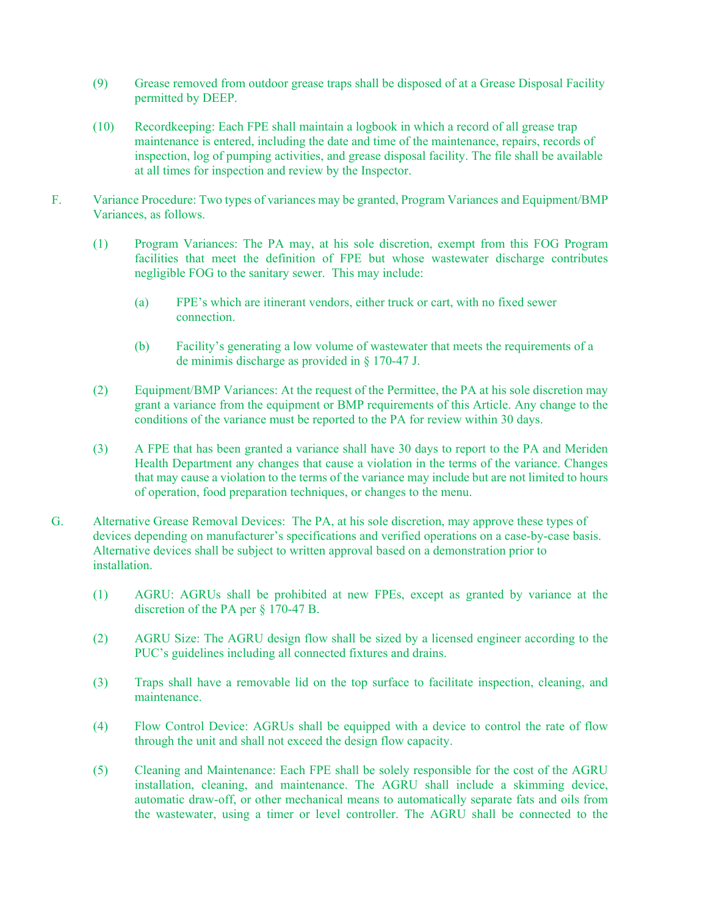(9) Grease removed from outdoor grease traps shall be disposed of at a Grease Disposal Facility permitted by DEEP.

(10) Recordkeeping: Each FPE shall maintain a logbook in which a record of all grease trap maintenance is entered, including the date and time of the maintenance, repairs, records of inspection, log of pumping activities, and grease disposal facility. The file shall be available at all times for inspection and review by the Inspector.

F. Variance Procedure: Two types of variances may be granted, Program Variances and Equipment/BMP Variances, as follows.

(1) Program Variances: The PA may, at his sole discretion, exempt from this FOG Program facilities that meet the definition of FPE but whose wastewater discharge contributes negligible FOG to the sanitary sewer. This may include:

(a) FPE's which are itinerant vendors, either truck or cart, with no fixed sewer connection.

(b) Facility's generating a low volume of wastewater that meets the requirements of a de minimis discharge as provided in § 170-47 J.

(2) Equipment/BMP Variances: At the request of the Permittee, the PA at his sole discretion may grant a variance from the equipment or BMP requirements of this Article. Any change to the conditions of the variance must be reported to the PA for review within 30 days.

(3) A FPE that has been granted a variance shall have 30 days to report to the PA and Meriden Health Department any changes that cause a violation in the terms of the variance. Changes that may cause a violation to the terms of the variance may include but are not limited to hours of operation, food preparation techniques, or changes to the menu.

G. Alternative Grease Removal Devices: The PA, at his sole discretion, may approve these types of devices depending on manufacturer's specifications and verified operations on a case-by-case basis. Alternative devices shall be subject to written approval based on a demonstration prior to installation.

(1) AGRU: AGRUs shall be prohibited at new FPEs, except as granted by variance at the discretion of the PA per § 170-47 B.

(2) AGRU Size: The AGRU design flow shall be sized by a licensed engineer according to the PUC's guidelines including all connected fixtures and drains.

(3) Traps shall have a removable lid on the top surface to facilitate inspection, cleaning, and maintenance.

(4) Flow Control Device: AGRUs shall be equipped with a device to control the rate of flow through the unit and shall not exceed the design flow capacity.

(5) Cleaning and Maintenance: Each FPE shall be solely responsible for the cost of the AGRU installation, cleaning, and maintenance. The AGRU shall include a skimming device, automatic draw-off, or other mechanical means to automatically separate fats and oils from the wastewater, using a timer or level controller. The AGRU shall be connected to the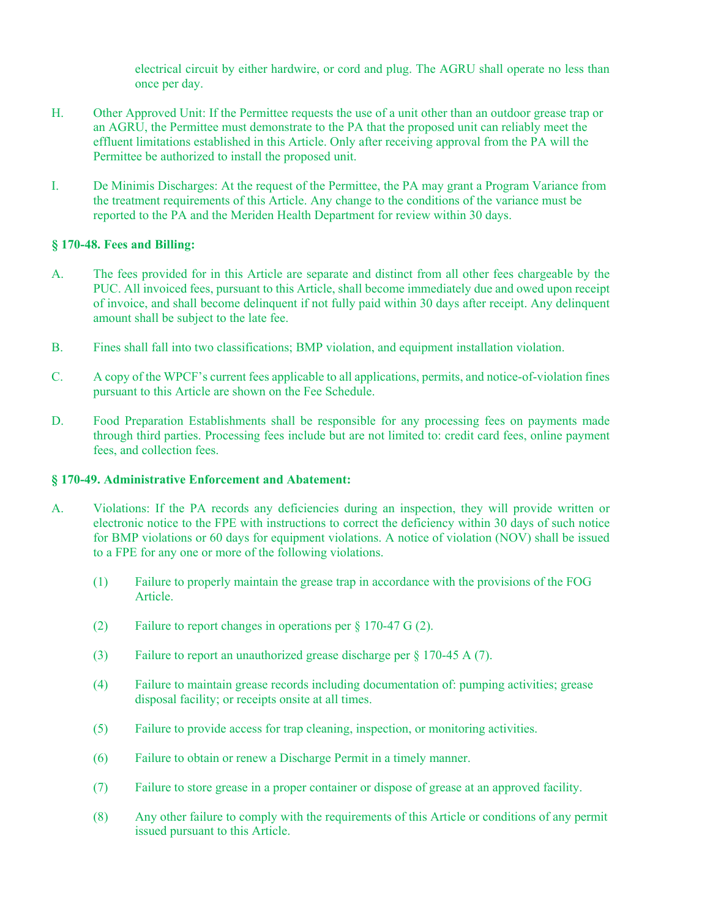electrical circuit by either hardwire, or cord and plug. The AGRU shall operate no less than once per day.

H. Other Approved Unit: If the Permittee requests the use of a unit other than an outdoor grease trap or an AGRU, the Permittee must demonstrate to the PA that the proposed unit can reliably meet the effluent limitations established in this Article. Only after receiving approval from the PA will the Permittee be authorized to install the proposed unit.

I. De Minimis Discharges: At the request of the Permittee, the PA may grant a Program Variance from the treatment requirements of this Article. Any change to the conditions of the variance must be reported to the PA and the Meriden Health Department for review within 30 days.

**§ 170-48. Fees and Billing:**

A. The fees provided for in this Article are separate and distinct from all other fees chargeable by the PUC. All invoiced fees, pursuant to this Article, shall become immediately due and owed upon receipt of invoice, and shall become delinquent if not fully paid within 30 days after receipt. Any delinquent amount shall be subject to the late fee.

B. Fines shall fall into two classifications; BMP violation, and equipment installation violation.

C. A copy of the WPCF's current fees applicable to all applications, permits, and notice-of-violation fines pursuant to this Article are shown on the Fee Schedule.

D. Food Preparation Establishments shall be responsible for any processing fees on payments made through third parties. Processing fees include but are not limited to: credit card fees, online payment fees, and collection fees.

**§ 170-49. Administrative Enforcement and Abatement:**

A. Violations: If the PA records any deficiencies during an inspection, they will provide written or electronic notice to the FPE with instructions to correct the deficiency within 30 days of such notice for BMP violations or 60 days for equipment violations. A notice of violation (NOV) shall be issued to a FPE for any one or more of the following violations.

(1) Failure to properly maintain the grease trap in accordance with the provisions of the FOG Article.

(2) Failure to report changes in operations per § 170-47 G (2).

(3) Failure to report an unauthorized grease discharge per § 170-45 A (7).

(4) Failure to maintain grease records including documentation of: pumping activities; grease disposal facility; or receipts onsite at all times.

(5) Failure to provide access for trap cleaning, inspection, or monitoring activities.

(6) Failure to obtain or renew a Discharge Permit in a timely manner.

(7) Failure to store grease in a proper container or dispose of grease at an approved facility.

(8) Any other failure to comply with the requirements of this Article or conditions of any permit issued pursuant to this Article.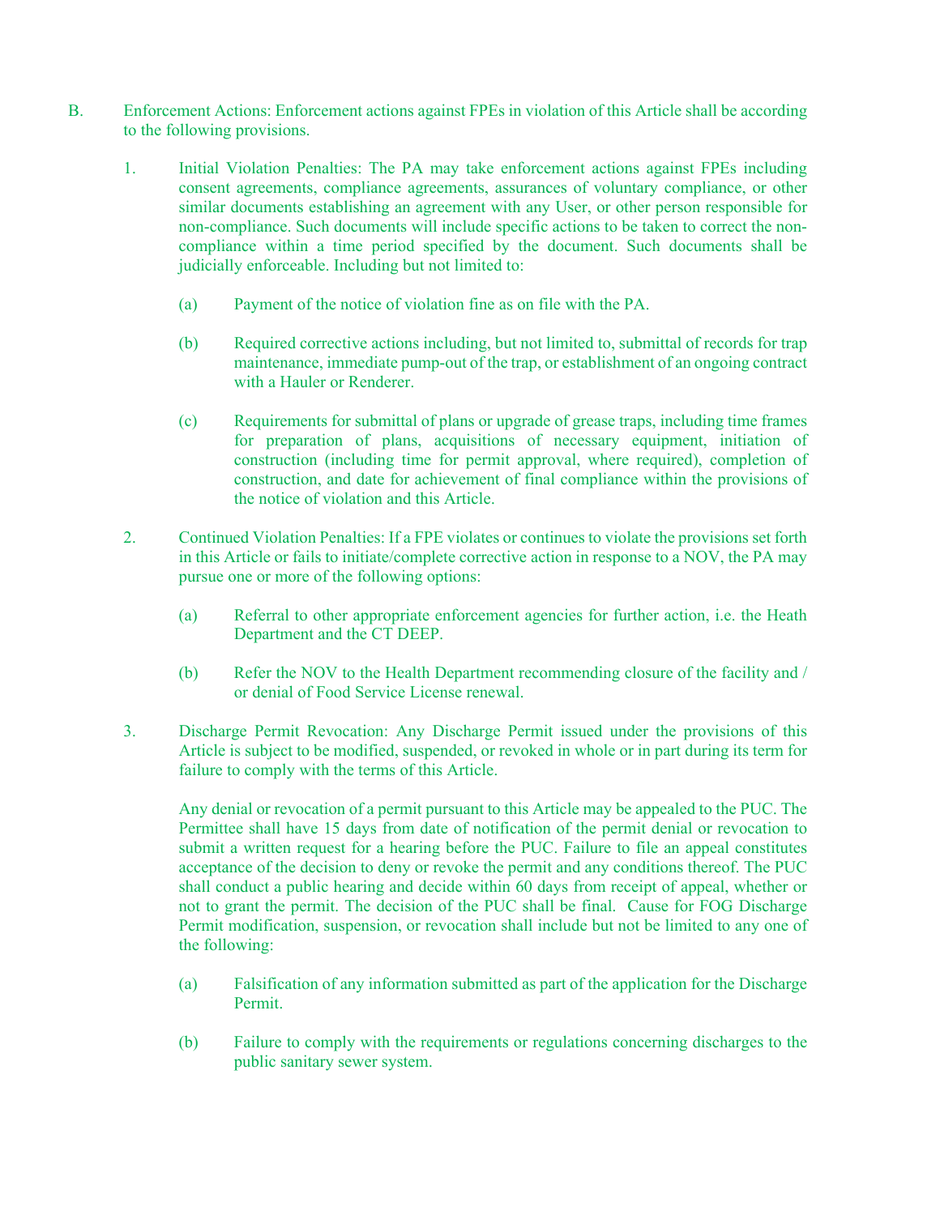B. Enforcement Actions: Enforcement actions against FPEs in violation of this Article shall be according to the following provisions.

1. Initial Violation Penalties: The PA may take enforcement actions against FPEs including consent agreements, compliance agreements, assurances of voluntary compliance, or other similar documents establishing an agreement with any User, or other person responsible for non-compliance. Such documents will include specific actions to be taken to correct the non-compliance within a time period specified by the document. Such documents shall be judicially enforceable. Including but not limited to:

   (a) Payment of the notice of violation fine as on file with the PA.

   (b) Required corrective actions including, but not limited to, submittal of records for trap maintenance, immediate pump-out of the trap, or establishment of an ongoing contract with a Hauler or Renderer.

   (c) Requirements for submittal of plans or upgrade of grease traps, including time frames for preparation of plans, acquisitions of necessary equipment, initiation of construction (including time for permit approval, where required), completion of construction, and date for achievement of final compliance within the provisions of the notice of violation and this Article.

2. Continued Violation Penalties: If a FPE violates or continues to violate the provisions set forth in this Article or fails to initiate/complete corrective action in response to a NOV, the PA may pursue one or more of the following options:

   (a) Referral to other appropriate enforcement agencies for further action, i.e. the Heath Department and the CT DEEP.

   (b) Refer the NOV to the Health Department recommending closure of the facility and / or denial of Food Service License renewal.

3. Discharge Permit Revocation: Any Discharge Permit issued under the provisions of this Article is subject to be modified, suspended, or revoked in whole or in part during its term for failure to comply with the terms of this Article.

   Any denial or revocation of a permit pursuant to this Article may be appealed to the PUC. The Permittee shall have 15 days from date of notification of the permit denial or revocation to submit a written request for a hearing before the PUC. Failure to file an appeal constitutes acceptance of the decision to deny or revoke the permit and any conditions thereof. The PUC shall conduct a public hearing and decide within 60 days from receipt of appeal, whether or not to grant the permit. The decision of the PUC shall be final. Cause for FOG Discharge Permit modification, suspension, or revocation shall include but not be limited to any one of the following:

   (a) Falsification of any information submitted as part of the application for the Discharge Permit.

   (b) Failure to comply with the requirements or regulations concerning discharges to the public sanitary sewer system.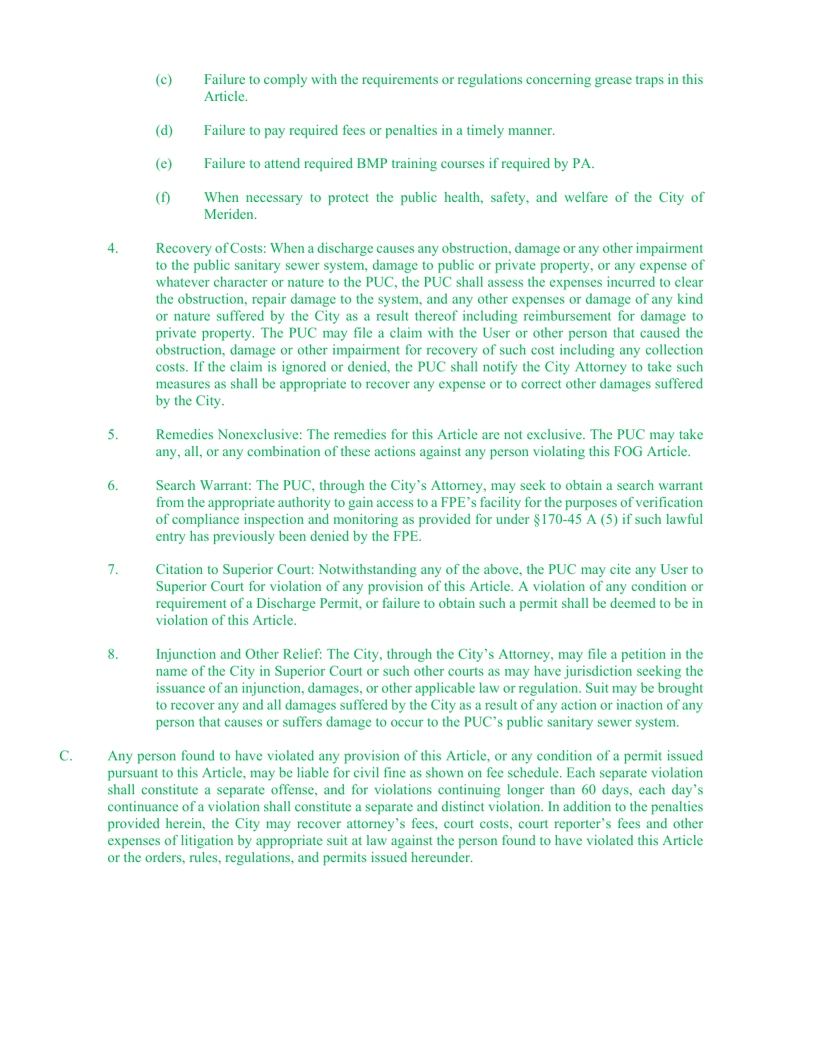(c) Failure to comply with the requirements or regulations concerning grease traps in this Article.

(d) Failure to pay required fees or penalties in a timely manner.

(e) Failure to attend required BMP training courses if required by PA.

(f) When necessary to protect the public health, safety, and welfare of the City of Meriden.

4. Recovery of Costs: When a discharge causes any obstruction, damage or any other impairment to the public sanitary sewer system, damage to public or private property, or any expense of whatever character or nature to the PUC, the PUC shall assess the expenses incurred to clear the obstruction, repair damage to the system, and any other expenses or damage of any kind or nature suffered by the City as a result thereof including reimbursement for damage to private property. The PUC may file a claim with the User or other person that caused the obstruction, damage or other impairment for recovery of such cost including any collection costs. If the claim is ignored or denied, the PUC shall notify the City Attorney to take such measures as shall be appropriate to recover any expense or to correct other damages suffered by the City.

5. Remedies Nonexclusive: The remedies for this Article are not exclusive. The PUC may take any, all, or any combination of these actions against any person violating this FOG Article.

6. Search Warrant: The PUC, through the City's Attorney, may seek to obtain a search warrant from the appropriate authority to gain access to a FPE's facility for the purposes of verification of compliance inspection and monitoring as provided for under §170-45 A (5) if such lawful entry has previously been denied by the FPE.

7. Citation to Superior Court: Notwithstanding any of the above, the PUC may cite any User to Superior Court for violation of any provision of this Article. A violation of any condition or requirement of a Discharge Permit, or failure to obtain such a permit shall be deemed to be in violation of this Article.

8. Injunction and Other Relief: The City, through the City's Attorney, may file a petition in the name of the City in Superior Court or such other courts as may have jurisdiction seeking the issuance of an injunction, damages, or other applicable law or regulation. Suit may be brought to recover any and all damages suffered by the City as a result of any action or inaction of any person that causes or suffers damage to occur to the PUC's public sanitary sewer system.

C. Any person found to have violated any provision of this Article, or any condition of a permit issued pursuant to this Article, may be liable for civil fine as shown on fee schedule. Each separate violation shall constitute a separate offense, and for violations continuing longer than 60 days, each day's continuance of a violation shall constitute a separate and distinct violation. In addition to the penalties provided herein, the City may recover attorney's fees, court costs, court reporter's fees and other expenses of litigation by appropriate suit at law against the person found to have violated this Article or the orders, rules, regulations, and permits issued hereunder.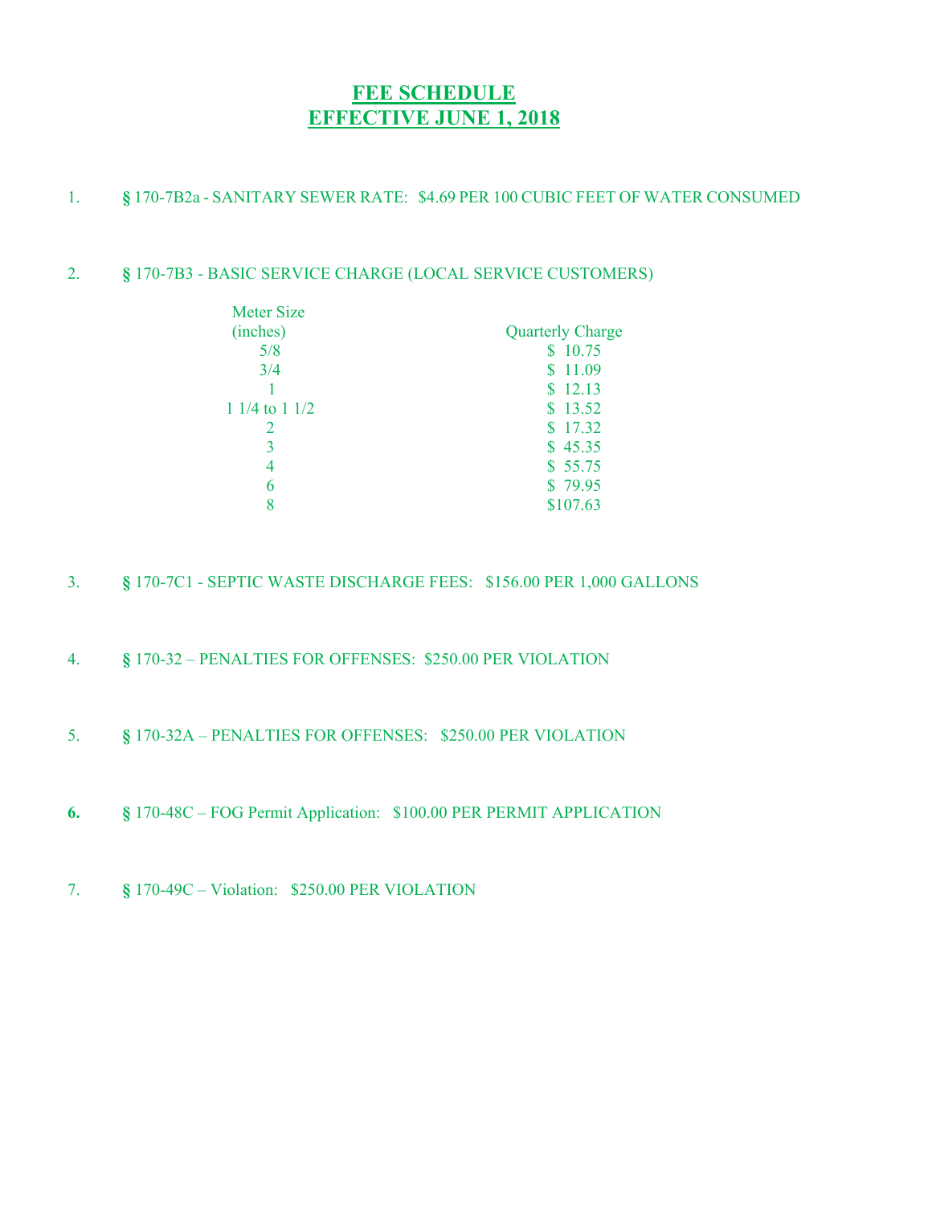# FEE SCHEDULE
# EFFECTIVE JUNE 1, 2018

1. § 170-7B2a - SANITARY SEWER RATE: $4.69 PER 100 CUBIC FEET OF WATER CONSUMED

2. § 170-7B3 - BASIC SERVICE CHARGE (LOCAL SERVICE CUSTOMERS)

| Meter Size (inches) | Quarterly Charge |
|---|---|
| 5/8 | $ 10.75 |
| 3/4 | $ 11.09 |
| 1 | $ 12.13 |
| 1 1/4 to 1 1/2 | $ 13.52 |
| 2 | $ 17.32 |
| 3 | $ 45.35 |
| 4 | $ 55.75 |
| 6 | $ 79.95 |
| 8 | $107.63 |

3. § 170-7C1 - SEPTIC WASTE DISCHARGE FEES: $156.00 PER 1,000 GALLONS

4. § 170-32 – PENALTIES FOR OFFENSES: $250.00 PER VIOLATION

5. § 170-32A – PENALTIES FOR OFFENSES: $250.00 PER VIOLATION

6. § 170-48C – FOG Permit Application: $100.00 PER PERMIT APPLICATION

7. § 170-49C – Violation: $250.00 PER VIOLATION